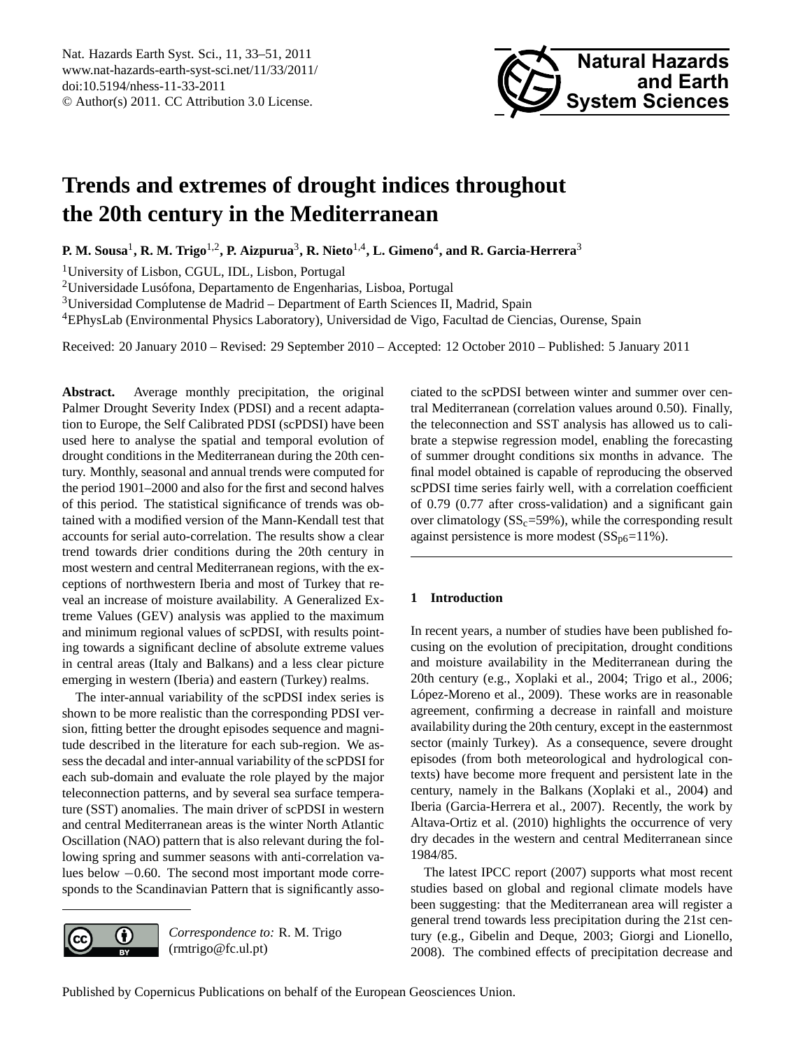# Trends and extremes of drought indices throughout the 20th century in the Mediterranean

**P. M. Sousa**[1], **R. M. Trigo**[1,2], **P. Aizpurua**[3], **R. Nieto**[1,4], **L. Gimeno**[4], **and R. Garcia-Herrera**[3]

[1]University of Lisbon, CGUL, IDL, Lisbon, Portugal

[2]Universidade Lusófona, Departamento de Engenharias, Lisboa, Portugal

[3]Universidad Complutense de Madrid – Department of Earth Sciences II, Madrid, Spain

[4]EPhysLab (Environmental Physics Laboratory), Universidad de Vigo, Facultad de Ciencias, Ourense, Spain

Received: 20 January 2010 – Revised: 29 September 2010 – Accepted: 12 October 2010 – Published: 5 January 2011

**Abstract.** Average monthly precipitation, the original Palmer Drought Severity Index (PDSI) and a recent adaptation to Europe, the Self Calibrated PDSI (scPDSI) have been used here to analyse the spatial and temporal evolution of drought conditions in the Mediterranean during the 20th century. Monthly, seasonal and annual trends were computed for the period 1901–2000 and also for the first and second halves of this period. The statistical significance of trends was obtained with a modified version of the Mann-Kendall test that accounts for serial auto-correlation. The results show a clear trend towards drier conditions during the 20th century in most western and central Mediterranean regions, with the exceptions of northwestern Iberia and most of Turkey that reveal an increase of moisture availability. A Generalized Extreme Values (GEV) analysis was applied to the maximum and minimum regional values of scPDSI, with results pointing towards a significant decline of absolute extreme values in central areas (Italy and Balkans) and a less clear picture emerging in western (Iberia) and eastern (Turkey) realms.

The inter-annual variability of the scPDSI index series is shown to be more realistic than the corresponding PDSI version, fitting better the drought episodes sequence and magnitude described in the literature for each sub-region. We assess the decadal and inter-annual variability of the scPDSI for each sub-domain and evaluate the role played by the major teleconnection patterns, and by several sea surface temperature (SST) anomalies. The main driver of scPDSI in western and central Mediterranean areas is the winter North Atlantic Oscillation (NAO) pattern that is also relevant during the following spring and summer seasons with anti-correlation values below −0.60. The second most important mode corresponds to the Scandinavian Pattern that is significantly associated to the scPDSI between winter and summer over central Mediterranean (correlation values around 0.50). Finally, the teleconnection and SST analysis has allowed us to calibrate a stepwise regression model, enabling the forecasting of summer drought conditions six months in advance. The final model obtained is capable of reproducing the observed scPDSI time series fairly well, with a correlation coefficient of 0.79 (0.77 after cross-validation) and a significant gain over climatology ($SS_c$=59%), while the corresponding result against persistence is more modest ($SS_{p6}$=11%).

*Correspondence to:* R. M. Trigo (rmtrigo@fc.ul.pt)

## 1 Introduction

In recent years, a number of studies have been published focusing on the evolution of precipitation, drought conditions and moisture availability in the Mediterranean during the 20th century (e.g., Xoplaki et al., 2004; Trigo et al., 2006; López-Moreno et al., 2009). These works are in reasonable agreement, confirming a decrease in rainfall and moisture availability during the 20th century, except in the easternmost sector (mainly Turkey). As a consequence, severe drought episodes (from both meteorological and hydrological contexts) have become more frequent and persistent late in the century, namely in the Balkans (Xoplaki et al., 2004) and Iberia (Garcia-Herrera et al., 2007). Recently, the work by Altava-Ortiz et al. (2010) highlights the occurrence of very dry decades in the western and central Mediterranean since 1984/85.

The latest IPCC report (2007) supports what most recent studies based on global and regional climate models have been suggesting: that the Mediterranean area will register a general trend towards less precipitation during the 21st century (e.g., Gibelin and Deque, 2003; Giorgi and Lionello, 2008). The combined effects of precipitation decrease and

Published by Copernicus Publications on behalf of the European Geosciences Union.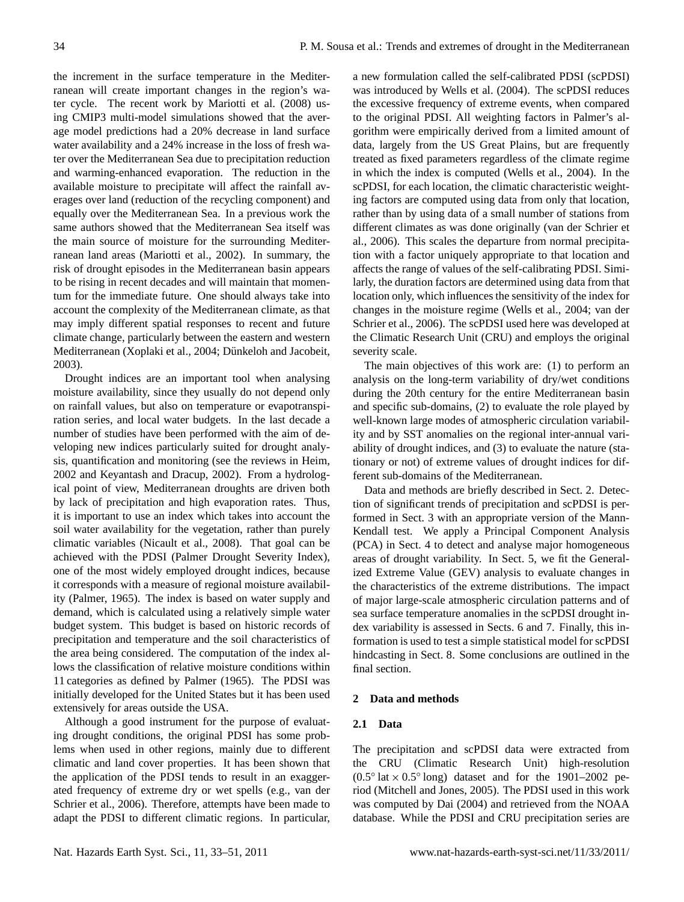the increment in the surface temperature in the Mediterranean will create important changes in the region's water cycle. The recent work by Mariotti et al. (2008) using CMIP3 multi-model simulations showed that the average model predictions had a 20% decrease in land surface water availability and a 24% increase in the loss of fresh water over the Mediterranean Sea due to precipitation reduction and warming-enhanced evaporation. The reduction in the available moisture to precipitate will affect the rainfall averages over land (reduction of the recycling component) and equally over the Mediterranean Sea. In a previous work the same authors showed that the Mediterranean Sea itself was the main source of moisture for the surrounding Mediterranean land areas (Mariotti et al., 2002). In summary, the risk of drought episodes in the Mediterranean basin appears to be rising in recent decades and will maintain that momentum for the immediate future. One should always take into account the complexity of the Mediterranean climate, as that may imply different spatial responses to recent and future climate change, particularly between the eastern and western Mediterranean (Xoplaki et al., 2004; Dünkeloh and Jacobeit, 2003).

Drought indices are an important tool when analysing moisture availability, since they usually do not depend only on rainfall values, but also on temperature or evapotranspiration series, and local water budgets. In the last decade a number of studies have been performed with the aim of developing new indices particularly suited for drought analysis, quantification and monitoring (see the reviews in Heim, 2002 and Keyantash and Dracup, 2002). From a hydrological point of view, Mediterranean droughts are driven both by lack of precipitation and high evaporation rates. Thus, it is important to use an index which takes into account the soil water availability for the vegetation, rather than purely climatic variables (Nicault et al., 2008). That goal can be achieved with the PDSI (Palmer Drought Severity Index), one of the most widely employed drought indices, because it corresponds with a measure of regional moisture availability (Palmer, 1965). The index is based on water supply and demand, which is calculated using a relatively simple water budget system. This budget is based on historic records of precipitation and temperature and the soil characteristics of the area being considered. The computation of the index allows the classification of relative moisture conditions within 11 categories as defined by Palmer (1965). The PDSI was initially developed for the United States but it has been used extensively for areas outside the USA.

Although a good instrument for the purpose of evaluating drought conditions, the original PDSI has some problems when used in other regions, mainly due to different climatic and land cover properties. It has been shown that the application of the PDSI tends to result in an exaggerated frequency of extreme dry or wet spells (e.g., van der Schrier et al., 2006). Therefore, attempts have been made to adapt the PDSI to different climatic regions. In particular, a new formulation called the self-calibrated PDSI (scPDSI) was introduced by Wells et al. (2004). The scPDSI reduces the excessive frequency of extreme events, when compared to the original PDSI. All weighting factors in Palmer's algorithm were empirically derived from a limited amount of data, largely from the US Great Plains, but are frequently treated as fixed parameters regardless of the climate regime in which the index is computed (Wells et al., 2004). In the scPDSI, for each location, the climatic characteristic weighting factors are computed using data from only that location, rather than by using data of a small number of stations from different climates as was done originally (van der Schrier et al., 2006). This scales the departure from normal precipitation with a factor uniquely appropriate to that location and affects the range of values of the self-calibrating PDSI. Similarly, the duration factors are determined using data from that location only, which influences the sensitivity of the index for changes in the moisture regime (Wells et al., 2004; van der Schrier et al., 2006). The scPDSI used here was developed at the Climatic Research Unit (CRU) and employs the original severity scale.

The main objectives of this work are: (1) to perform an analysis on the long-term variability of dry/wet conditions during the 20th century for the entire Mediterranean basin and specific sub-domains, (2) to evaluate the role played by well-known large modes of atmospheric circulation variability and by SST anomalies on the regional inter-annual variability of drought indices, and (3) to evaluate the nature (stationary or not) of extreme values of drought indices for different sub-domains of the Mediterranean.

Data and methods are briefly described in Sect. 2. Detection of significant trends of precipitation and scPDSI is performed in Sect. 3 with an appropriate version of the Mann-Kendall test. We apply a Principal Component Analysis (PCA) in Sect. 4 to detect and analyse major homogeneous areas of drought variability. In Sect. 5, we fit the Generalized Extreme Value (GEV) analysis to evaluate changes in the characteristics of the extreme distributions. The impact of major large-scale atmospheric circulation patterns and of sea surface temperature anomalies in the scPDSI drought index variability is assessed in Sects. 6 and 7. Finally, this information is used to test a simple statistical model for scPDSI hindcasting in Sect. 8. Some conclusions are outlined in the final section.

## 2 Data and methods

### 2.1 Data

The precipitation and scPDSI data were extracted from the CRU (Climatic Research Unit) high-resolution ($0.5^\circ$ lat $\times$ $0.5^\circ$ long) dataset and for the 1901–2002 period (Mitchell and Jones, 2005). The PDSI used in this work was computed by Dai (2004) and retrieved from the NOAA database. While the PDSI and CRU precipitation series are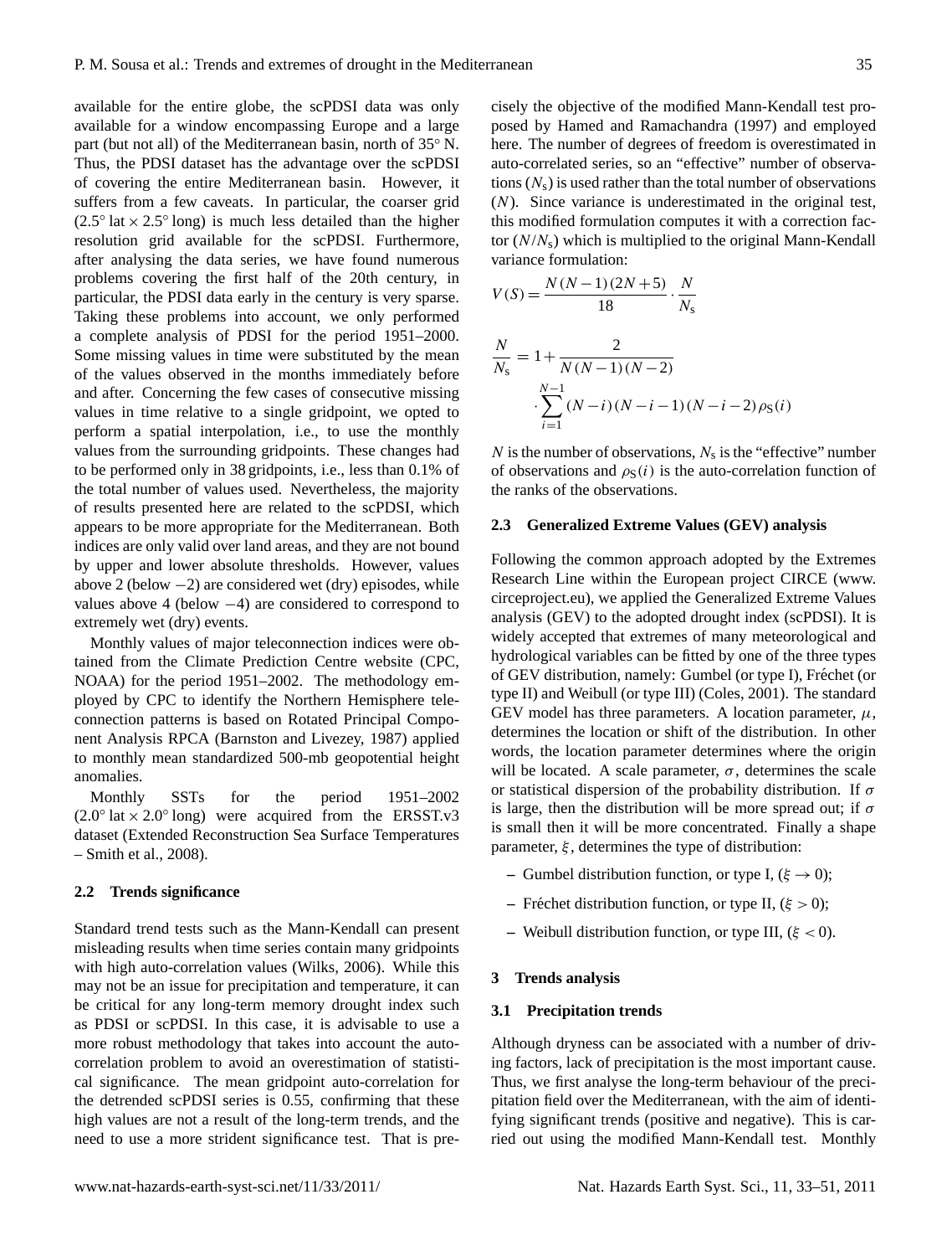available for the entire globe, the scPDSI data was only available for a window encompassing Europe and a large part (but not all) of the Mediterranean basin, north of 35° N. Thus, the PDSI dataset has the advantage over the scPDSI of covering the entire Mediterranean basin. However, it suffers from a few caveats. In particular, the coarser grid (2.5° lat × 2.5° long) is much less detailed than the higher resolution grid available for the scPDSI. Furthermore, after analysing the data series, we have found numerous problems covering the first half of the 20th century, in particular, the PDSI data early in the century is very sparse. Taking these problems into account, we only performed a complete analysis of PDSI for the period 1951–2000. Some missing values in time were substituted by the mean of the values observed in the months immediately before and after. Concerning the few cases of consecutive missing values in time relative to a single gridpoint, we opted to perform a spatial interpolation, i.e., to use the monthly values from the surrounding gridpoints. These changes had to be performed only in 38 gridpoints, i.e., less than 0.1% of the total number of values used. Nevertheless, the majority of results presented here are related to the scPDSI, which appears to be more appropriate for the Mediterranean. Both indices are only valid over land areas, and they are not bound by upper and lower absolute thresholds. However, values above 2 (below −2) are considered wet (dry) episodes, while values above 4 (below −4) are considered to correspond to extremely wet (dry) events.

Monthly values of major teleconnection indices were obtained from the Climate Prediction Centre website (CPC, NOAA) for the period 1951–2002. The methodology employed by CPC to identify the Northern Hemisphere teleconnection patterns is based on Rotated Principal Component Analysis RPCA (Barnston and Livezey, 1987) applied to monthly mean standardized 500-mb geopotential height anomalies.

Monthly SSTs for the period 1951–2002 (2.0° lat × 2.0° long) were acquired from the ERSST.v3 dataset (Extended Reconstruction Sea Surface Temperatures – Smith et al., 2008).

### 2.2 Trends significance

Standard trend tests such as the Mann-Kendall can present misleading results when time series contain many gridpoints with high auto-correlation values (Wilks, 2006). While this may not be an issue for precipitation and temperature, it can be critical for any long-term memory drought index such as PDSI or scPDSI. In this case, it is advisable to use a more robust methodology that takes into account the auto-correlation problem to avoid an overestimation of statistical significance. The mean gridpoint auto-correlation for the detrended scPDSI series is 0.55, confirming that these high values are not a result of the long-term trends, and the need to use a more strident significance test. That is precisely the objective of the modified Mann-Kendall test proposed by Hamed and Ramachandra (1997) and employed here. The number of degrees of freedom is overestimated in auto-correlated series, so an "effective" number of observations ($N_s$) is used rather than the total number of observations ($N$). Since variance is underestimated in the original test, this modified formulation computes it with a correction factor ($N/N_s$) which is multiplied to the original Mann-Kendall variance formulation:

$$V(S) = \frac{N(N-1)(2N+5)}{18} \cdot \frac{N}{N_s}$$

$$\frac{N}{N_s} = 1 + \frac{2}{N(N-1)(N-2)} \cdot \sum_{i=1}^{N-1} (N-i)(N-i-1)(N-i-2)\rho_S(i)$$

$N$ is the number of observations, $N_s$ is the "effective" number of observations and $\rho_S(i)$ is the auto-correlation function of the ranks of the observations.

### 2.3 Generalized Extreme Values (GEV) analysis

Following the common approach adopted by the Extremes Research Line within the European project CIRCE (www.circeproject.eu), we applied the Generalized Extreme Values analysis (GEV) to the adopted drought index (scPDSI). It is widely accepted that extremes of many meteorological and hydrological variables can be fitted by one of the three types of GEV distribution, namely: Gumbel (or type I), Fréchet (or type II) and Weibull (or type III) (Coles, 2001). The standard GEV model has three parameters. A location parameter, $\mu$, determines the location or shift of the distribution. In other words, the location parameter determines where the origin will be located. A scale parameter, $\sigma$, determines the scale or statistical dispersion of the probability distribution. If $\sigma$ is large, then the distribution will be more spread out; if $\sigma$ is small then it will be more concentrated. Finally a shape parameter, $\xi$, determines the type of distribution:

- Gumbel distribution function, or type I, ($\xi \to 0$);
- Fréchet distribution function, or type II, ($\xi > 0$);
- Weibull distribution function, or type III, ($\xi < 0$).

## 3 Trends analysis

### 3.1 Precipitation trends

Although dryness can be associated with a number of driving factors, lack of precipitation is the most important cause. Thus, we first analyse the long-term behaviour of the precipitation field over the Mediterranean, with the aim of identifying significant trends (positive and negative). This is carried out using the modified Mann-Kendall test. Monthly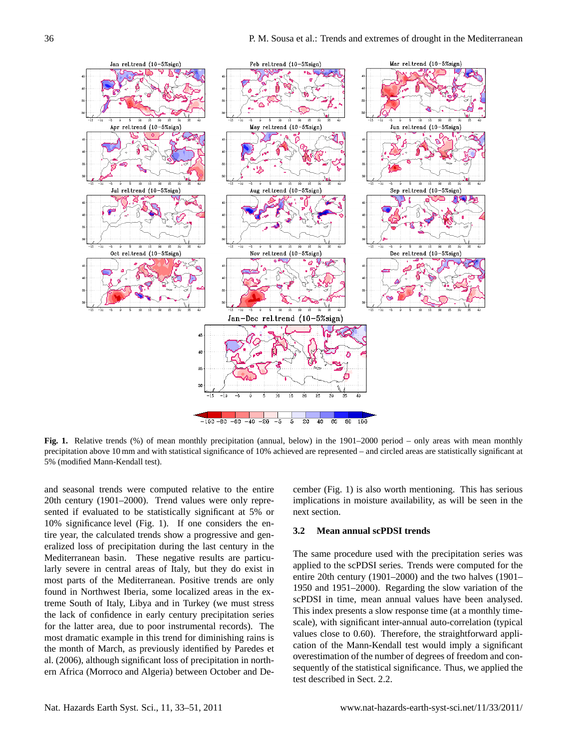**Fig. 1.** Relative trends (%) of mean monthly precipitation (annual, below) in the 1901–2000 period – only areas with mean monthly precipitation above 10 mm and with statistical significance of 10% achieved are represented – and circled areas are statistically significant at 5% (modified Mann-Kendall test).

and seasonal trends were computed relative to the entire 20th century (1901–2000). Trend values were only represented if evaluated to be statistically significant at 5% or 10% significance level (Fig. 1). If one considers the entire year, the calculated trends show a progressive and generalized loss of precipitation during the last century in the Mediterranean basin. These negative results are particularly severe in central areas of Italy, but they do exist in most parts of the Mediterranean. Positive trends are only found in Northwest Iberia, some localized areas in the extreme South of Italy, Libya and in Turkey (we must stress the lack of confidence in early century precipitation series for the latter area, due to poor instrumental records). The most dramatic example in this trend for diminishing rains is the month of March, as previously identified by Paredes et al. (2006), although significant loss of precipitation in northern Africa (Morroco and Algeria) between October and December (Fig. 1) is also worth mentioning. This has serious implications in moisture availability, as will be seen in the next section.

### 3.2 Mean annual scPDSI trends

The same procedure used with the precipitation series was applied to the scPDSI series. Trends were computed for the entire 20th century (1901–2000) and the two halves (1901–1950 and 1951–2000). Regarding the slow variation of the scPDSI in time, mean annual values have been analysed. This index presents a slow response time (at a monthly timescale), with significant inter-annual auto-correlation (typical values close to 0.60). Therefore, the straightforward application of the Mann-Kendall test would imply a significant overestimation of the number of degrees of freedom and consequently of the statistical significance. Thus, we applied the test described in Sect. 2.2.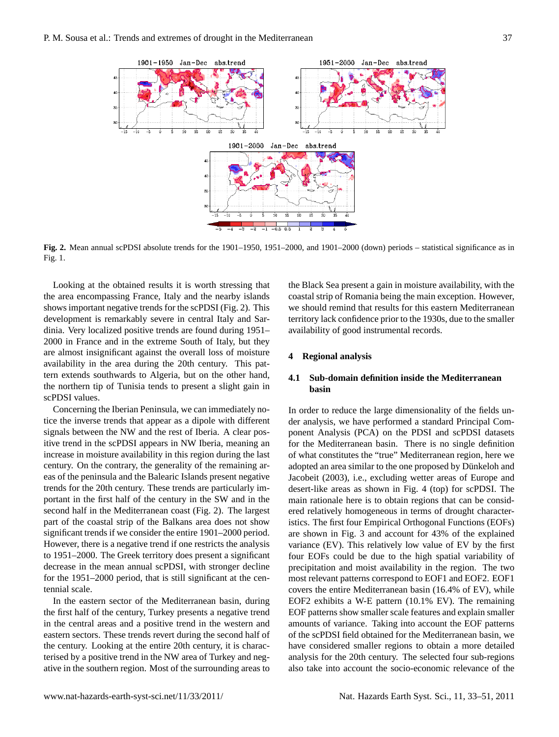**Fig. 2.** Mean annual scPDSI absolute trends for the 1901–1950, 1951–2000, and 1901–2000 (down) periods – statistical significance as in Fig. 1.

Looking at the obtained results it is worth stressing that the area encompassing France, Italy and the nearby islands shows important negative trends for the scPDSI (Fig. 2). This development is remarkably severe in central Italy and Sardinia. Very localized positive trends are found during 1951–2000 in France and in the extreme South of Italy, but they are almost insignificant against the overall loss of moisture availability in the area during the 20th century. This pattern extends southwards to Algeria, but on the other hand, the northern tip of Tunisia tends to present a slight gain in scPDSI values.

Concerning the Iberian Peninsula, we can immediately notice the inverse trends that appear as a dipole with different signals between the NW and the rest of Iberia. A clear positive trend in the scPDSI appears in NW Iberia, meaning an increase in moisture availability in this region during the last century. On the contrary, the generality of the remaining areas of the peninsula and the Balearic Islands present negative trends for the 20th century. These trends are particularly important in the first half of the century in the SW and in the second half in the Mediterranean coast (Fig. 2). The largest part of the coastal strip of the Balkans area does not show significant trends if we consider the entire 1901–2000 period. However, there is a negative trend if one restricts the analysis to 1951–2000. The Greek territory does present a significant decrease in the mean annual scPDSI, with stronger decline for the 1951–2000 period, that is still significant at the centennial scale.

In the eastern sector of the Mediterranean basin, during the first half of the century, Turkey presents a negative trend in the central areas and a positive trend in the western and eastern sectors. These trends revert during the second half of the century. Looking at the entire 20th century, it is characterised by a positive trend in the NW area of Turkey and negative in the southern region. Most of the surrounding areas to the Black Sea present a gain in moisture availability, with the coastal strip of Romania being the main exception. However, we should remind that results for this eastern Mediterranean territory lack confidence prior to the 1930s, due to the smaller availability of good instrumental records.

## 4 Regional analysis

### 4.1 Sub-domain definition inside the Mediterranean basin

In order to reduce the large dimensionality of the fields under analysis, we have performed a standard Principal Component Analysis (PCA) on the PDSI and scPDSI datasets for the Mediterranean basin. There is no single definition of what constitutes the "true" Mediterranean region, here we adopted an area similar to the one proposed by Dünkeloh and Jacobeit (2003), i.e., excluding wetter areas of Europe and desert-like areas as shown in Fig. 4 (top) for scPDSI. The main rationale here is to obtain regions that can be considered relatively homogeneous in terms of drought characteristics. The first four Empirical Orthogonal Functions (EOFs) are shown in Fig. 3 and account for 43% of the explained variance (EV). This relatively low value of EV by the first four EOFs could be due to the high spatial variability of precipitation and moist availability in the region. The two most relevant patterns correspond to EOF1 and EOF2. EOF1 covers the entire Mediterranean basin (16.4% of EV), while EOF2 exhibits a W-E pattern (10.1% EV). The remaining EOF patterns show smaller scale features and explain smaller amounts of variance. Taking into account the EOF patterns of the scPDSI field obtained for the Mediterranean basin, we have considered smaller regions to obtain a more detailed analysis for the 20th century. The selected four sub-regions also take into account the socio-economic relevance of the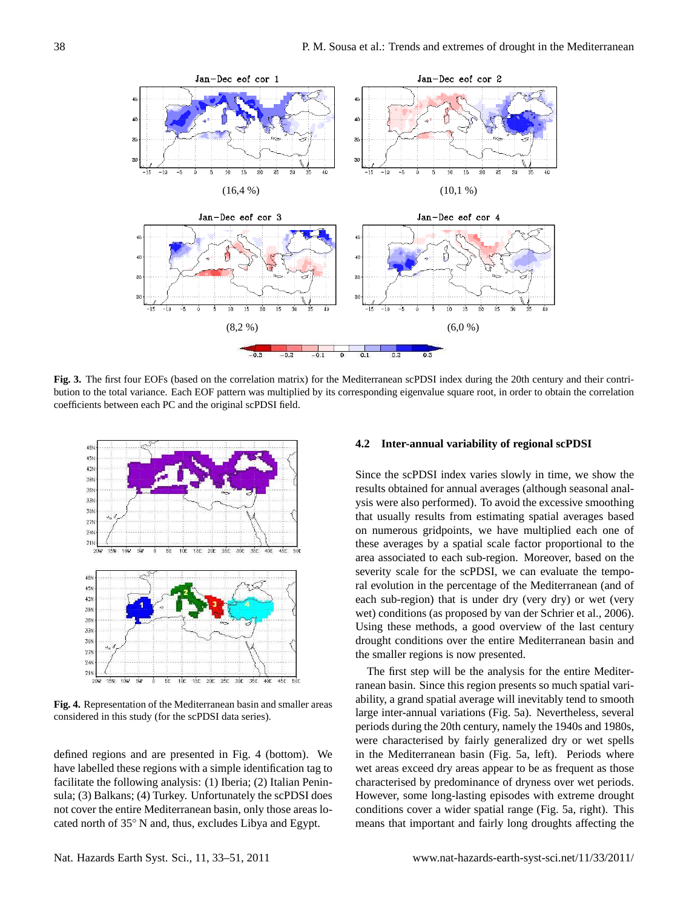(16,4 %)

(10,1 %)

(8,2 %)

(6,0 %)

**Fig. 3.** The first four EOFs (based on the correlation matrix) for the Mediterranean scPDSI index during the 20th century and their contribution to the total variance. Each EOF pattern was multiplied by its corresponding eigenvalue square root, in order to obtain the correlation coefficients between each PC and the original scPDSI field.

**Fig. 4.** Representation of the Mediterranean basin and smaller areas considered in this study (for the scPDSI data series).

defined regions and are presented in Fig. 4 (bottom). We have labelled these regions with a simple identification tag to facilitate the following analysis: (1) Iberia; (2) Italian Peninsula; (3) Balkans; (4) Turkey. Unfortunately the scPDSI does not cover the entire Mediterranean basin, only those areas located north of 35° N and, thus, excludes Libya and Egypt.

### 4.2 Inter-annual variability of regional scPDSI

Since the scPDSI index varies slowly in time, we show the results obtained for annual averages (although seasonal analysis were also performed). To avoid the excessive smoothing that usually results from estimating spatial averages based on numerous gridpoints, we have multiplied each one of these averages by a spatial scale factor proportional to the area associated to each sub-region. Moreover, based on the severity scale for the scPDSI, we can evaluate the temporal evolution in the percentage of the Mediterranean (and of each sub-region) that is under dry (very dry) or wet (very wet) conditions (as proposed by van der Schrier et al., 2006). Using these methods, a good overview of the last century drought conditions over the entire Mediterranean basin and the smaller regions is now presented.

The first step will be the analysis for the entire Mediterranean basin. Since this region presents so much spatial variability, a grand spatial average will inevitably tend to smooth large inter-annual variations (Fig. 5a). Nevertheless, several periods during the 20th century, namely the 1940s and 1980s, were characterised by fairly generalized dry or wet spells in the Mediterranean basin (Fig. 5a, left). Periods where wet areas exceed dry areas appear to be as frequent as those characterised by predominance of dryness over wet periods. However, some long-lasting episodes with extreme drought conditions cover a wider spatial range (Fig. 5a, right). This means that important and fairly long droughts affecting the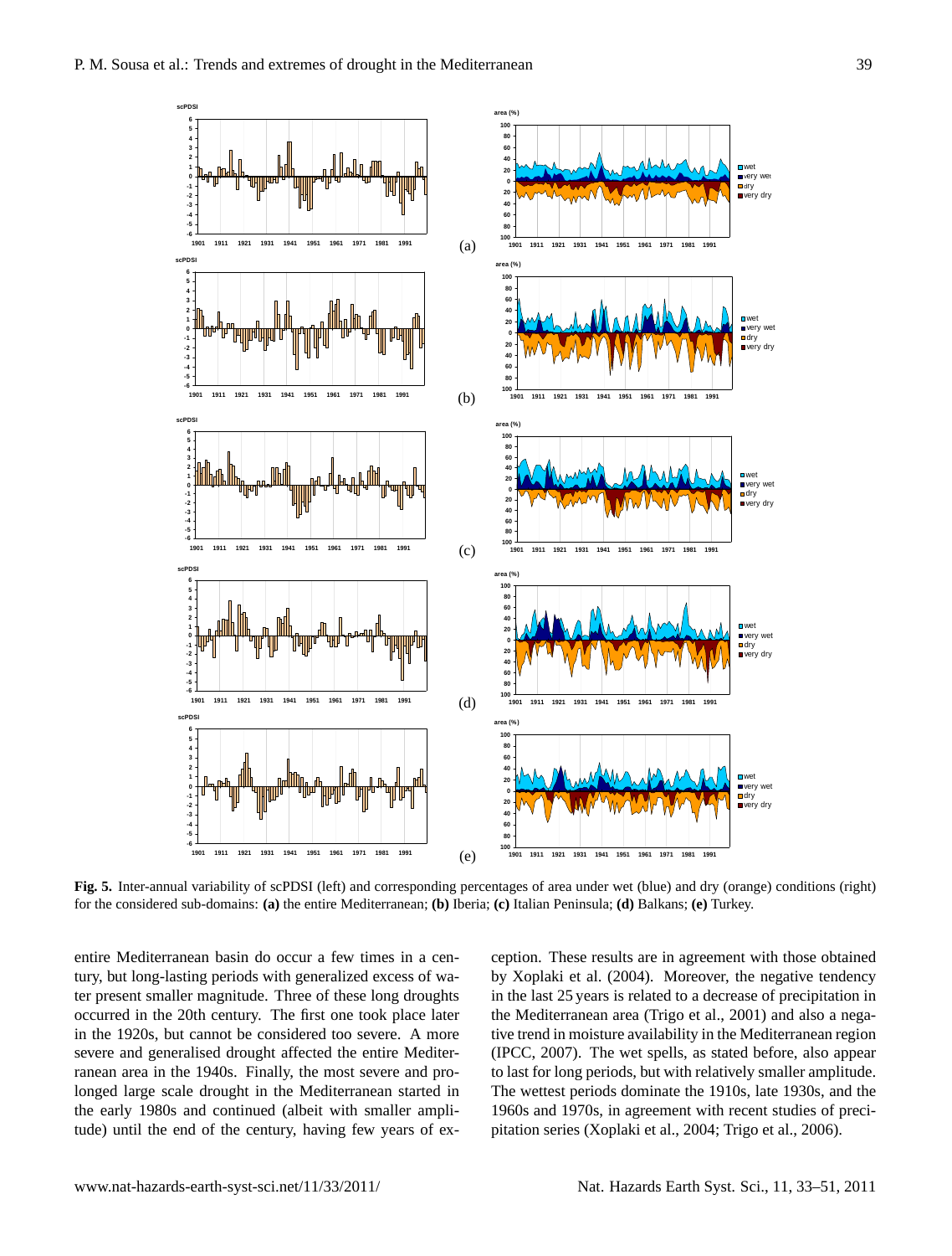**Fig. 5.** Inter-annual variability of scPDSI (left) and corresponding percentages of area under wet (blue) and dry (orange) conditions (right) for the considered sub-domains: **(a)** the entire Mediterranean; **(b)** Iberia; **(c)** Italian Peninsula; **(d)** Balkans; **(e)** Turkey.

entire Mediterranean basin do occur a few times in a century, but long-lasting periods with generalized excess of water present smaller magnitude. Three of these long droughts occurred in the 20th century. The first one took place later in the 1920s, but cannot be considered too severe. A more severe and generalised drought affected the entire Mediterranean area in the 1940s. Finally, the most severe and prolonged large scale drought in the Mediterranean started in the early 1980s and continued (albeit with smaller amplitude) until the end of the century, having few years of exception. These results are in agreement with those obtained by Xoplaki et al. (2004). Moreover, the negative tendency in the last 25 years is related to a decrease of precipitation in the Mediterranean area (Trigo et al., 2001) and also a negative trend in moisture availability in the Mediterranean region (IPCC, 2007). The wet spells, as stated before, also appear to last for long periods, but with relatively smaller amplitude. The wettest periods dominate the 1910s, late 1930s, and the 1960s and 1970s, in agreement with recent studies of precipitation series (Xoplaki et al., 2004; Trigo et al., 2006).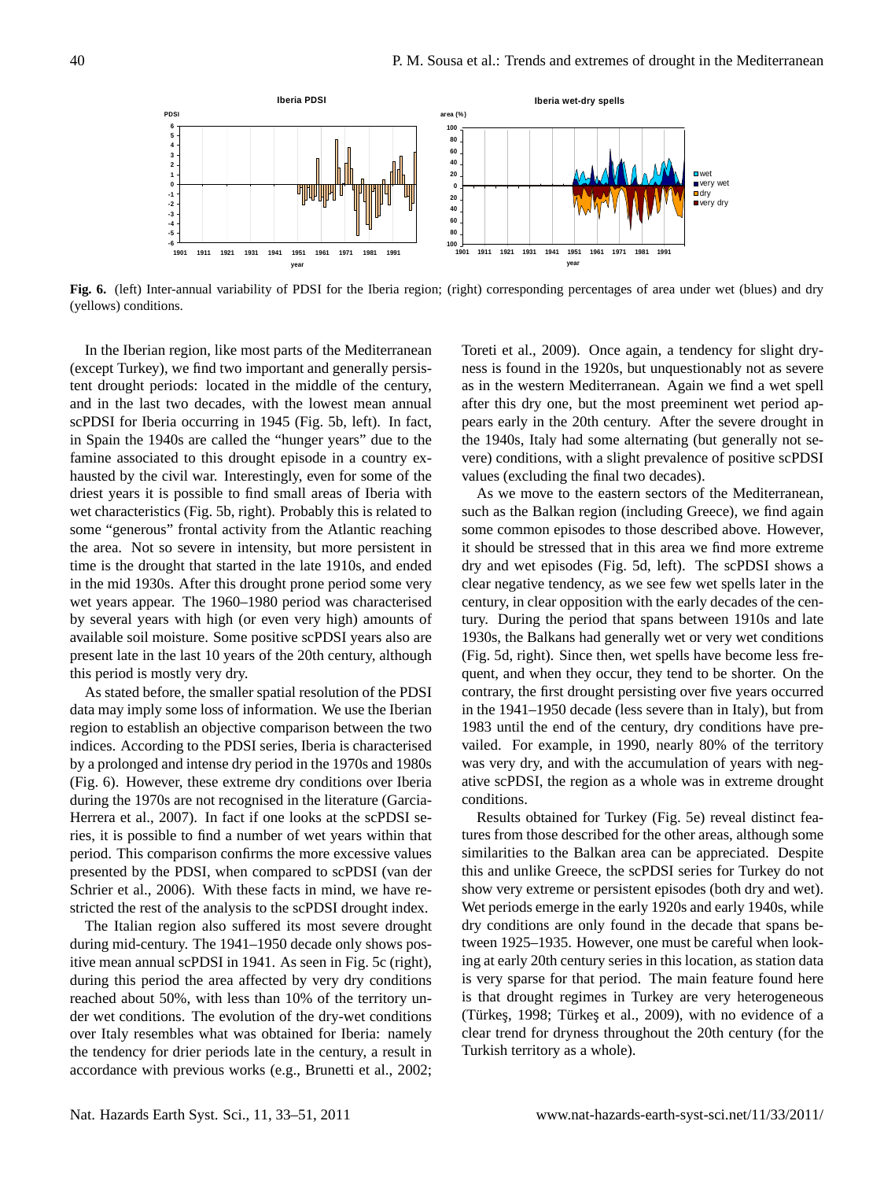**Fig. 6.** (left) Inter-annual variability of PDSI for the Iberia region; (right) corresponding percentages of area under wet (blues) and dry (yellows) conditions.

In the Iberian region, like most parts of the Mediterranean (except Turkey), we find two important and generally persistent drought periods: located in the middle of the century, and in the last two decades, with the lowest mean annual scPDSI for Iberia occurring in 1945 (Fig. 5b, left). In fact, in Spain the 1940s are called the "hunger years" due to the famine associated to this drought episode in a country exhausted by the civil war. Interestingly, even for some of the driest years it is possible to find small areas of Iberia with wet characteristics (Fig. 5b, right). Probably this is related to some "generous" frontal activity from the Atlantic reaching the area. Not so severe in intensity, but more persistent in time is the drought that started in the late 1910s, and ended in the mid 1930s. After this drought prone period some very wet years appear. The 1960–1980 period was characterised by several years with high (or even very high) amounts of available soil moisture. Some positive scPDSI years also are present late in the last 10 years of the 20th century, although this period is mostly very dry.

As stated before, the smaller spatial resolution of the PDSI data may imply some loss of information. We use the Iberian region to establish an objective comparison between the two indices. According to the PDSI series, Iberia is characterised by a prolonged and intense dry period in the 1970s and 1980s (Fig. 6). However, these extreme dry conditions over Iberia during the 1970s are not recognised in the literature (Garcia-Herrera et al., 2007). In fact if one looks at the scPDSI series, it is possible to find a number of wet years within that period. This comparison confirms the more excessive values presented by the PDSI, when compared to scPDSI (van der Schrier et al., 2006). With these facts in mind, we have restricted the rest of the analysis to the scPDSI drought index.

The Italian region also suffered its most severe drought during mid-century. The 1941–1950 decade only shows positive mean annual scPDSI in 1941. As seen in Fig. 5c (right), during this period the area affected by very dry conditions reached about 50%, with less than 10% of the territory under wet conditions. The evolution of the dry-wet conditions over Italy resembles what was obtained for Iberia: namely the tendency for drier periods late in the century, a result in accordance with previous works (e.g., Brunetti et al., 2002; Toreti et al., 2009). Once again, a tendency for slight dryness is found in the 1920s, but unquestionably not as severe as in the western Mediterranean. Again we find a wet spell after this dry one, but the most preeminent wet period appears early in the 20th century. After the severe drought in the 1940s, Italy had some alternating (but generally not severe) conditions, with a slight prevalence of positive scPDSI values (excluding the final two decades).

As we move to the eastern sectors of the Mediterranean, such as the Balkan region (including Greece), we find again some common episodes to those described above. However, it should be stressed that in this area we find more extreme dry and wet episodes (Fig. 5d, left). The scPDSI shows a clear negative tendency, as we see few wet spells later in the century, in clear opposition with the early decades of the century. During the period that spans between 1910s and late 1930s, the Balkans had generally wet or very wet conditions (Fig. 5d, right). Since then, wet spells have become less frequent, and when they occur, they tend to be shorter. On the contrary, the first drought persisting over five years occurred in the 1941–1950 decade (less severe than in Italy), but from 1983 until the end of the century, dry conditions have prevailed. For example, in 1990, nearly 80% of the territory was very dry, and with the accumulation of years with negative scPDSI, the region as a whole was in extreme drought conditions.

Results obtained for Turkey (Fig. 5e) reveal distinct features from those described for the other areas, although some similarities to the Balkan area can be appreciated. Despite this and unlike Greece, the scPDSI series for Turkey do not show very extreme or persistent episodes (both dry and wet). Wet periods emerge in the early 1920s and early 1940s, while dry conditions are only found in the decade that spans between 1925–1935. However, one must be careful when looking at early 20th century series in this location, as station data is very sparse for that period. The main feature found here is that drought regimes in Turkey are very heterogeneous (Türkeş, 1998; Türkeş et al., 2009), with no evidence of a clear trend for dryness throughout the 20th century (for the Turkish territory as a whole).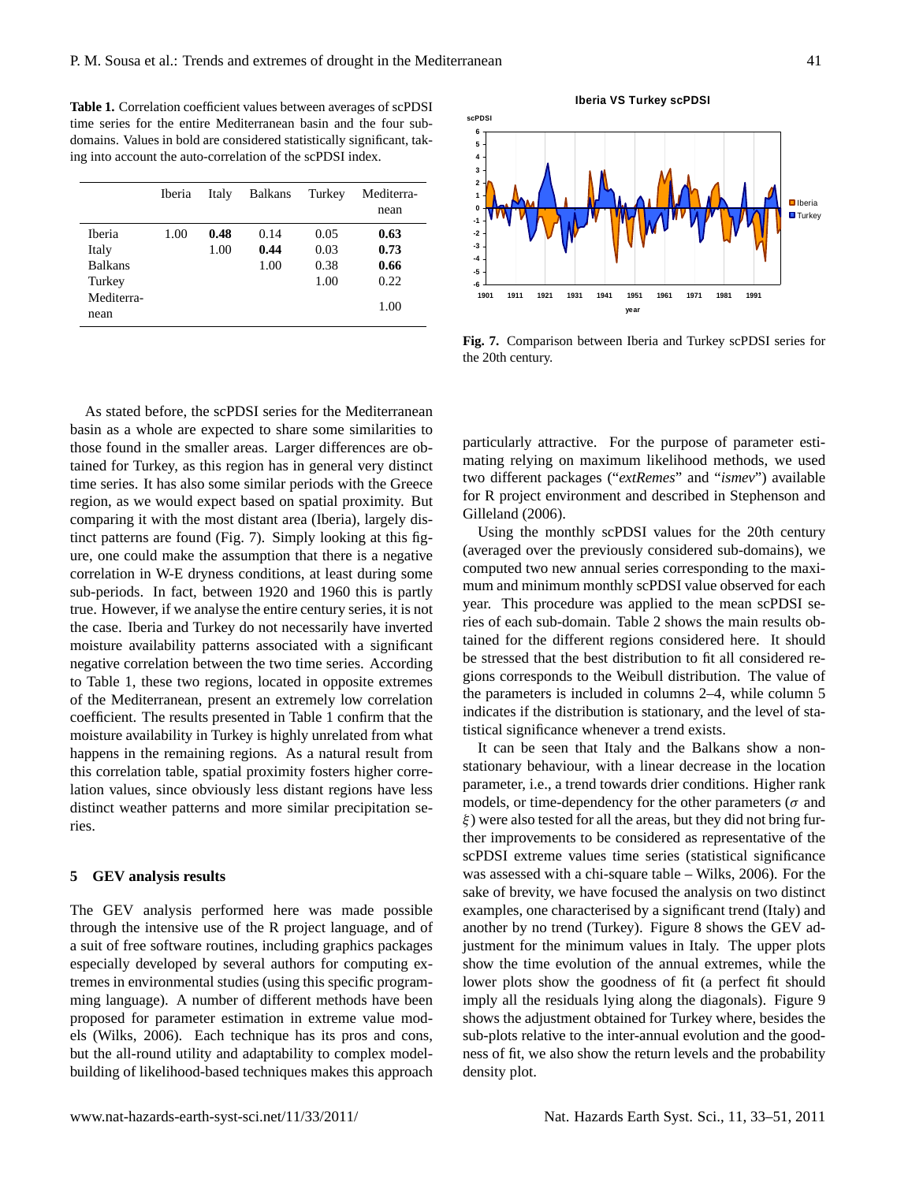**Table 1.** Correlation coefficient values between averages of scPDSI time series for the entire Mediterranean basin and the four sub-domains. Values in bold are considered statistically significant, taking into account the auto-correlation of the scPDSI index.

| | Iberia | Italy | Balkans | Turkey | Mediterranean |
|---|---|---|---|---|---|
| Iberia | 1.00 | **0.48** | 0.14 | 0.05 | **0.63** |
| Italy | | 1.00 | **0.44** | 0.03 | **0.73** |
| Balkans | | | 1.00 | 0.38 | **0.66** |
| Turkey | | | | 1.00 | 0.22 |
| Mediterranean | | | | | 1.00 |

**Fig. 7.** Comparison between Iberia and Turkey scPDSI series for the 20th century.

As stated before, the scPDSI series for the Mediterranean basin as a whole are expected to share some similarities to those found in the smaller areas. Larger differences are obtained for Turkey, as this region has in general very distinct time series. It has also some similar periods with the Greece region, as we would expect based on spatial proximity. But comparing it with the most distant area (Iberia), largely distinct patterns are found (Fig. 7). Simply looking at this figure, one could make the assumption that there is a negative correlation in W-E dryness conditions, at least during some sub-periods. In fact, between 1920 and 1960 this is partly true. However, if we analyse the entire century series, it is not the case. Iberia and Turkey do not necessarily have inverted moisture availability patterns associated with a significant negative correlation between the two time series. According to Table 1, these two regions, located in opposite extremes of the Mediterranean, present an extremely low correlation coefficient. The results presented in Table 1 confirm that the moisture availability in Turkey is highly unrelated from what happens in the remaining regions. As a natural result from this correlation table, spatial proximity fosters higher correlation values, since obviously less distant regions have less distinct weather patterns and more similar precipitation series.

## 5 GEV analysis results

The GEV analysis performed here was made possible through the intensive use of the R project language, and of a suit of free software routines, including graphics packages especially developed by several authors for computing extremes in environmental studies (using this specific programming language). A number of different methods have been proposed for parameter estimation in extreme value models (Wilks, 2006). Each technique has its pros and cons, but the all-round utility and adaptability to complex model-building of likelihood-based techniques makes this approach particularly attractive. For the purpose of parameter estimating relying on maximum likelihood methods, we used two different packages ("*extRemes*" and "*ismev*") available for R project environment and described in Stephenson and Gilleland (2006).

Using the monthly scPDSI values for the 20th century (averaged over the previously considered sub-domains), we computed two new annual series corresponding to the maximum and minimum monthly scPDSI value observed for each year. This procedure was applied to the mean scPDSI series of each sub-domain. Table 2 shows the main results obtained for the different regions considered here. It should be stressed that the best distribution to fit all considered regions corresponds to the Weibull distribution. The value of the parameters is included in columns 2–4, while column 5 indicates if the distribution is stationary, and the level of statistical significance whenever a trend exists.

It can be seen that Italy and the Balkans show a non-stationary behaviour, with a linear decrease in the location parameter, i.e., a trend towards drier conditions. Higher rank models, or time-dependency for the other parameters ($\sigma$ and $\xi$) were also tested for all the areas, but they did not bring further improvements to be considered as representative of the scPDSI extreme values time series (statistical significance was assessed with a chi-square table – Wilks, 2006). For the sake of brevity, we have focused the analysis on two distinct examples, one characterised by a significant trend (Italy) and another by no trend (Turkey). Figure 8 shows the GEV adjustment for the minimum values in Italy. The upper plots show the time evolution of the annual extremes, while the lower plots show the goodness of fit (a perfect fit should imply all the residuals lying along the diagonals). Figure 9 shows the adjustment obtained for Turkey where, besides the sub-plots relative to the inter-annual evolution and the goodness of fit, we also show the return levels and the probability density plot.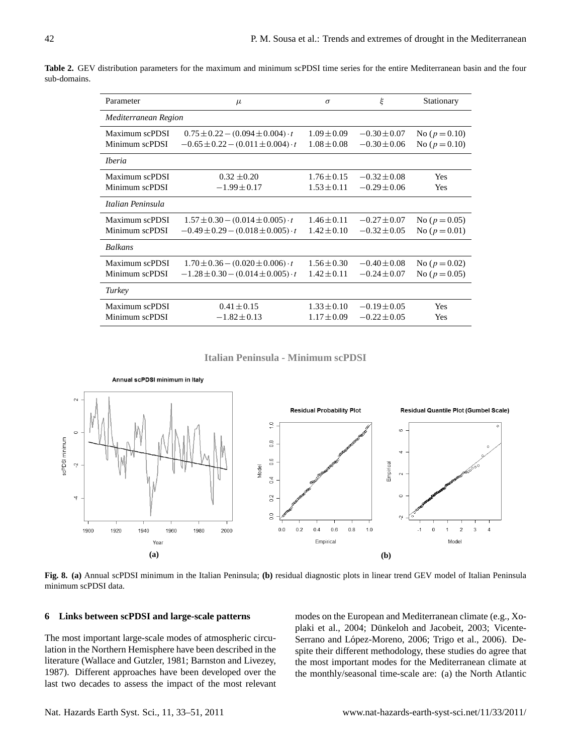**Table 2.** GEV distribution parameters for the maximum and minimum scPDSI time series for the entire Mediterranean basin and the four sub-domains.

| Parameter | $\mu$ | $\sigma$ | $\xi$ | Stationary |
|---|---|---|---|---|
| *Mediterranean Region* | | | | |
| Maximum scPDSI | $0.75 \pm 0.22 - (0.094 \pm 0.004) \cdot t$ | $1.09 \pm 0.09$ | $-0.30 \pm 0.07$ | No ($p = 0.10$) |
| Minimum scPDSI | $-0.65 \pm 0.22 - (0.011 \pm 0.004) \cdot t$ | $1.08 \pm 0.08$ | $-0.30 \pm 0.06$ | No ($p = 0.10$) |
| *Iberia* | | | | |
| Maximum scPDSI | $0.32 \pm 0.20$ | $1.76 \pm 0.15$ | $-0.32 \pm 0.08$ | Yes |
| Minimum scPDSI | $-1.99 \pm 0.17$ | $1.53 \pm 0.11$ | $-0.29 \pm 0.06$ | Yes |
| *Italian Peninsula* | | | | |
| Maximum scPDSI | $1.57 \pm 0.30 - (0.014 \pm 0.005) \cdot t$ | $1.46 \pm 0.11$ | $-0.27 \pm 0.07$ | No ($p = 0.05$) |
| Minimum scPDSI | $-0.49 \pm 0.29 - (0.018 \pm 0.005) \cdot t$ | $1.42 \pm 0.10$ | $-0.32 \pm 0.05$ | No ($p = 0.01$) |
| *Balkans* | | | | |
| Maximum scPDSI | $1.70 \pm 0.36 - (0.020 \pm 0.006) \cdot t$ | $1.56 \pm 0.30$ | $-0.40 \pm 0.08$ | No ($p = 0.02$) |
| Minimum scPDSI | $-1.28 \pm 0.30 - (0.014 \pm 0.005) \cdot t$ | $1.42 \pm 0.11$ | $-0.24 \pm 0.07$ | No ($p = 0.05$) |
| *Turkey* | | | | |
| Maximum scPDSI | $0.41 \pm 0.15$ | $1.33 \pm 0.10$ | $-0.19 \pm 0.05$ | Yes |
| Minimum scPDSI | $-1.82 \pm 0.13$ | $1.17 \pm 0.09$ | $-0.22 \pm 0.05$ | Yes |

**Italian Peninsula - Minimum scPDSI**

**Fig. 8. (a)** Annual scPDSI minimum in the Italian Peninsula; **(b)** residual diagnostic plots in linear trend GEV model of Italian Peninsula minimum scPDSI data.

## 6 Links between scPDSI and large-scale patterns

The most important large-scale modes of atmospheric circulation in the Northern Hemisphere have been described in the literature (Wallace and Gutzler, 1981; Barnston and Livezey, 1987). Different approaches have been developed over the last two decades to assess the impact of the most relevant modes on the European and Mediterranean climate (e.g., Xoplaki et al., 2004; Dünkeloh and Jacobeit, 2003; Vicente-Serrano and López-Moreno, 2006; Trigo et al., 2006). Despite their different methodology, these studies do agree that the most important modes for the Mediterranean climate at the monthly/seasonal time-scale are: (a) the North Atlantic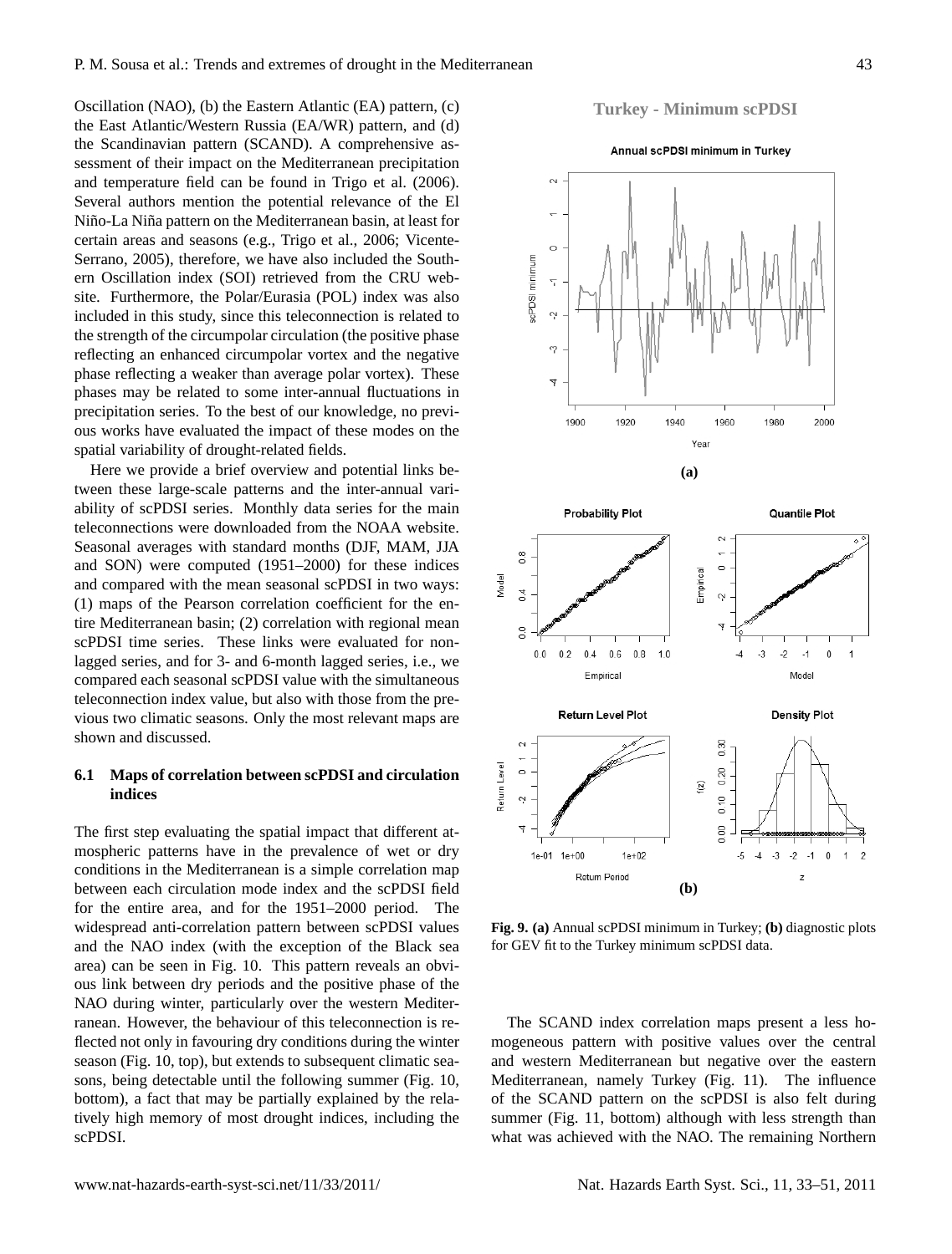Oscillation (NAO), (b) the Eastern Atlantic (EA) pattern, (c) the East Atlantic/Western Russia (EA/WR) pattern, and (d) the Scandinavian pattern (SCAND). A comprehensive assessment of their impact on the Mediterranean precipitation and temperature field can be found in Trigo et al. (2006). Several authors mention the potential relevance of the El Niño-La Niña pattern on the Mediterranean basin, at least for certain areas and seasons (e.g., Trigo et al., 2006; Vicente-Serrano, 2005), therefore, we have also included the Southern Oscillation index (SOI) retrieved from the CRU website. Furthermore, the Polar/Eurasia (POL) index was also included in this study, since this teleconnection is related to the strength of the circumpolar circulation (the positive phase reflecting an enhanced circumpolar vortex and the negative phase reflecting a weaker than average polar vortex). These phases may be related to some inter-annual fluctuations in precipitation series. To the best of our knowledge, no previous works have evaluated the impact of these modes on the spatial variability of drought-related fields.

Here we provide a brief overview and potential links between these large-scale patterns and the inter-annual variability of scPDSI series. Monthly data series for the main teleconnections were downloaded from the NOAA website. Seasonal averages with standard months (DJF, MAM, JJA and SON) were computed (1951–2000) for these indices and compared with the mean seasonal scPDSI in two ways: (1) maps of the Pearson correlation coefficient for the entire Mediterranean basin; (2) correlation with regional mean scPDSI time series. These links were evaluated for non-lagged series, and for 3- and 6-month lagged series, i.e., we compared each seasonal scPDSI value with the simultaneous teleconnection index value, but also with those from the previous two climatic seasons. Only the most relevant maps are shown and discussed.

### 6.1 Maps of correlation between scPDSI and circulation indices

The first step evaluating the spatial impact that different atmospheric patterns have in the prevalence of wet or dry conditions in the Mediterranean is a simple correlation map between each circulation mode index and the scPDSI field for the entire area, and for the 1951–2000 period. The widespread anti-correlation pattern between scPDSI values and the NAO index (with the exception of the Black sea area) can be seen in Fig. 10. This pattern reveals an obvious link between dry periods and the positive phase of the NAO during winter, particularly over the western Mediterranean. However, the behaviour of this teleconnection is reflected not only in favouring dry conditions during the winter season (Fig. 10, top), but extends to subsequent climatic seasons, being detectable until the following summer (Fig. 10, bottom), a fact that may be partially explained by the relatively high memory of most drought indices, including the scPDSI.

**Fig. 9. (a)** Annual scPDSI minimum in Turkey; **(b)** diagnostic plots for GEV fit to the Turkey minimum scPDSI data.

The SCAND index correlation maps present a less homogeneous pattern with positive values over the central and western Mediterranean but negative over the eastern Mediterranean, namely Turkey (Fig. 11). The influence of the SCAND pattern on the scPDSI is also felt during summer (Fig. 11, bottom) although with less strength than what was achieved with the NAO. The remaining Northern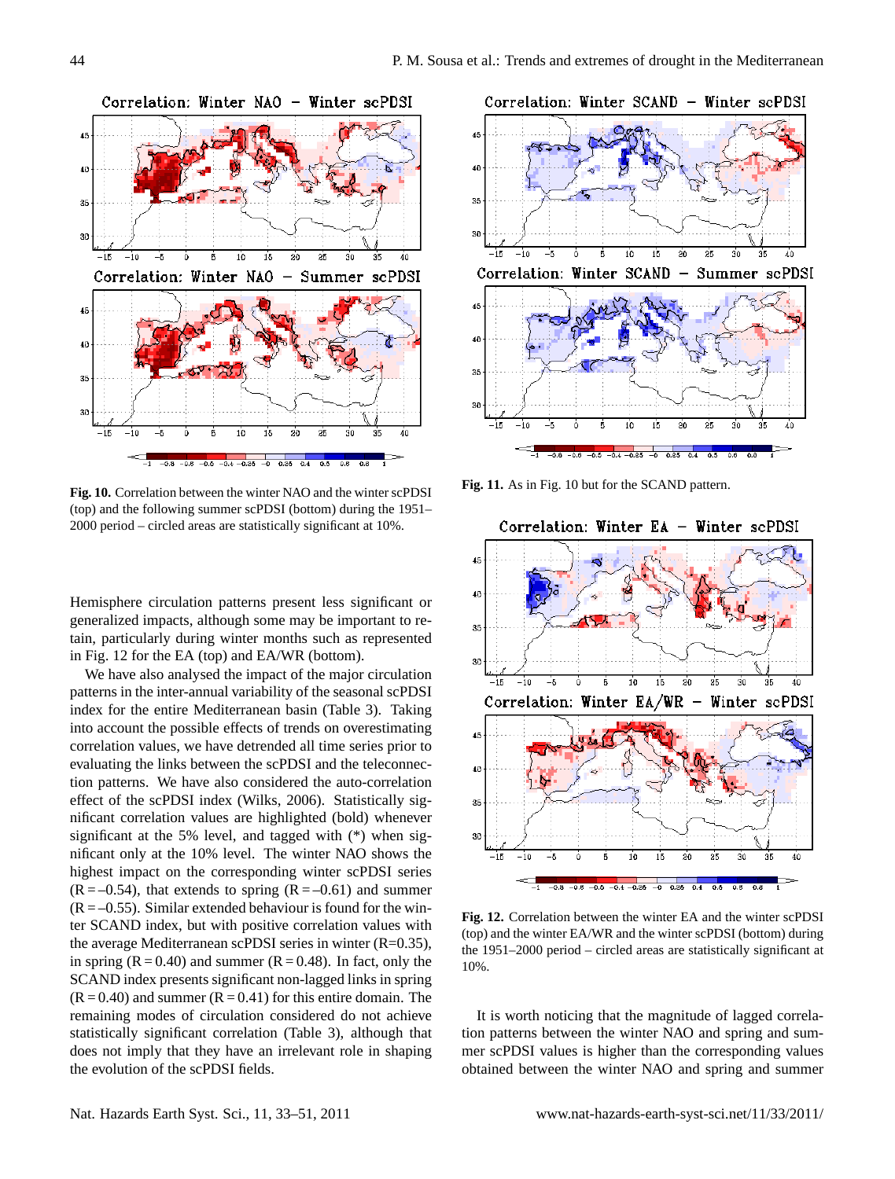**Fig. 10.** Correlation between the winter NAO and the winter scPDSI (top) and the following summer scPDSI (bottom) during the 1951–2000 period – circled areas are statistically significant at 10%.

**Fig. 11.** As in Fig. 10 but for the SCAND pattern.

**Fig. 12.** Correlation between the winter EA and the winter scPDSI (top) and the winter EA/WR and the winter scPDSI (bottom) during the 1951–2000 period – circled areas are statistically significant at 10%.

Hemisphere circulation patterns present less significant or generalized impacts, although some may be important to retain, particularly during winter months such as represented in Fig. 12 for the EA (top) and EA/WR (bottom).

We have also analysed the impact of the major circulation patterns in the inter-annual variability of the seasonal scPDSI index for the entire Mediterranean basin (Table 3). Taking into account the possible effects of trends on overestimating correlation values, we have detrended all time series prior to evaluating the links between the scPDSI and the teleconnection patterns. We have also considered the auto-correlation effect of the scPDSI index (Wilks, 2006). Statistically significant correlation values are highlighted (bold) whenever significant at the 5% level, and tagged with (*) when significant only at the 10% level. The winter NAO shows the highest impact on the corresponding winter scPDSI series ($R = -0.54$), that extends to spring ($R = -0.61$) and summer ($R = -0.55$). Similar extended behaviour is found for the winter SCAND index, but with positive correlation values with the average Mediterranean scPDSI series in winter ($R = 0.35$), in spring ($R = 0.40$) and summer ($R = 0.48$). In fact, only the SCAND index presents significant non-lagged links in spring ($R = 0.40$) and summer ($R = 0.41$) for this entire domain. The remaining modes of circulation considered do not achieve statistically significant correlation (Table 3), although that does not imply that they have an irrelevant role in shaping the evolution of the scPDSI fields.

It is worth noticing that the magnitude of lagged correlation patterns between the winter NAO and spring and summer scPDSI values is higher than the corresponding values obtained between the winter NAO and spring and summer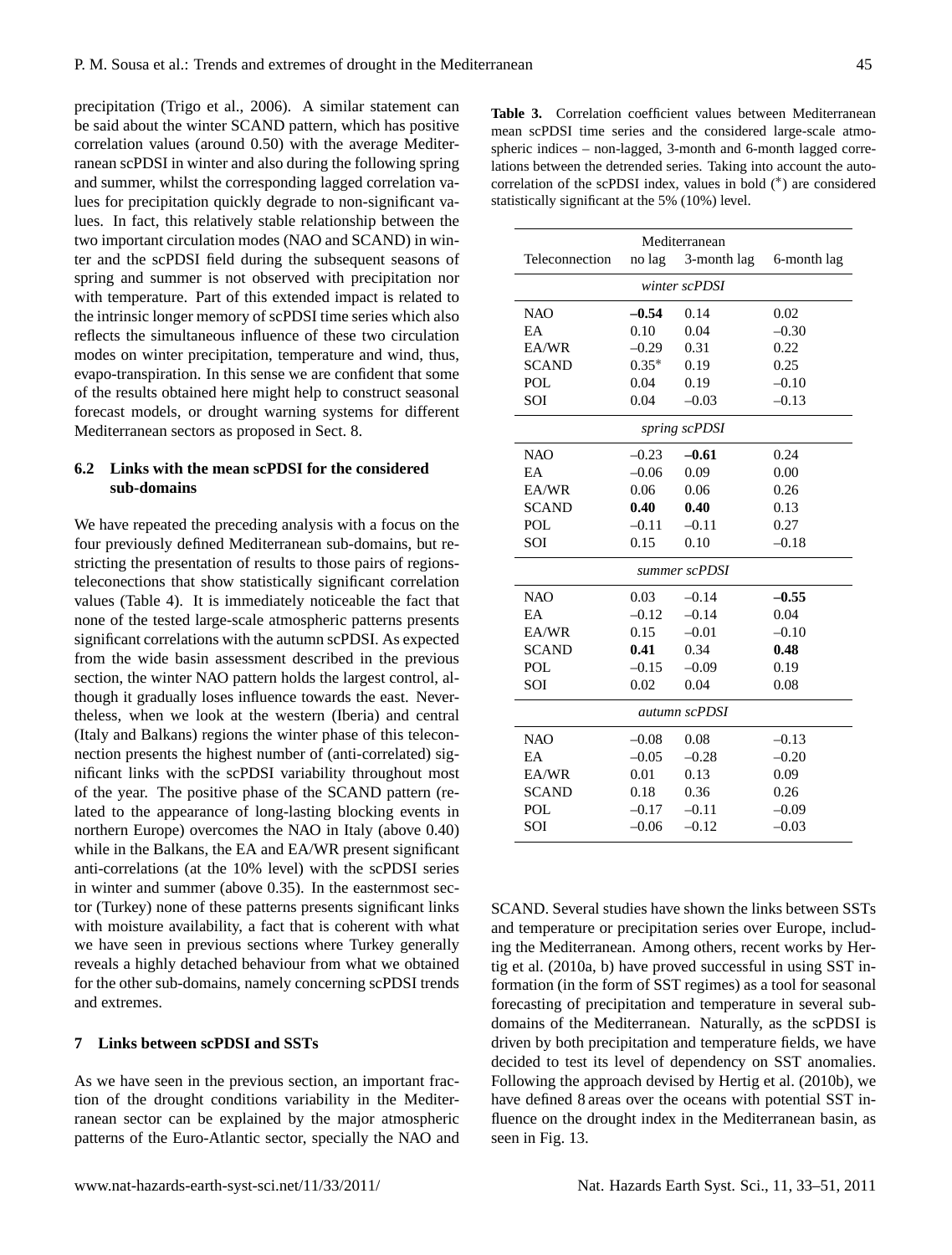precipitation (Trigo et al., 2006). A similar statement can be said about the winter SCAND pattern, which has positive correlation values (around 0.50) with the average Mediterranean scPDSI in winter and also during the following spring and summer, whilst the corresponding lagged correlation values for precipitation quickly degrade to non-significant values. In fact, this relatively stable relationship between the two important circulation modes (NAO and SCAND) in winter and the scPDSI field during the subsequent seasons of spring and summer is not observed with precipitation nor with temperature. Part of this extended impact is related to the intrinsic longer memory of scPDSI time series which also reflects the simultaneous influence of these two circulation modes on winter precipitation, temperature and wind, thus, evapo-transpiration. In this sense we are confident that some of the results obtained here might help to construct seasonal forecast models, or drought warning systems for different Mediterranean sectors as proposed in Sect. 8.

### 6.2 Links with the mean scPDSI for the considered sub-domains

We have repeated the preceding analysis with a focus on the four previously defined Mediterranean sub-domains, but restricting the presentation of results to those pairs of regions-teleconections that show statistically significant correlation values (Table 4). It is immediately noticeable the fact that none of the tested large-scale atmospheric patterns presents significant correlations with the autumn scPDSI. As expected from the wide basin assessment described in the previous section, the winter NAO pattern holds the largest control, although it gradually loses influence towards the east. Nevertheless, when we look at the western (Iberia) and central (Italy and Balkans) regions the winter phase of this teleconnection presents the highest number of (anti-correlated) significant links with the scPDSI variability throughout most of the year. The positive phase of the SCAND pattern (related to the appearance of long-lasting blocking events in northern Europe) overcomes the NAO in Italy (above 0.40) while in the Balkans, the EA and EA/WR present significant anti-correlations (at the 10% level) with the scPDSI series in winter and summer (above 0.35). In the easternmost sector (Turkey) none of these patterns presents significant links with moisture availability, a fact that is coherent with what we have seen in previous sections where Turkey generally reveals a highly detached behaviour from what we obtained for the other sub-domains, namely concerning scPDSI trends and extremes.

## 7 Links between scPDSI and SSTs

As we have seen in the previous section, an important fraction of the drought conditions variability in the Mediterranean sector can be explained by the major atmospheric patterns of the Euro-Atlantic sector, specially the NAO and SCAND. Several studies have shown the links between SSTs and temperature or precipitation series over Europe, including the Mediterranean. Among others, recent works by Hertig et al. (2010a, b) have proved successful in using SST information (in the form of SST regimes) as a tool for seasonal forecasting of precipitation and temperature in several sub-domains of the Mediterranean. Naturally, as the scPDSI is driven by both precipitation and temperature fields, we have decided to test its level of dependency on SST anomalies. Following the approach devised by Hertig et al. (2010b), we have defined 8 areas over the oceans with potential SST influence on the drought index in the Mediterranean basin, as seen in Fig. 13.

**Table 3.** Correlation coefficient values between Mediterranean mean scPDSI time series and the considered large-scale atmospheric indices – non-lagged, 3-month and 6-month lagged correlations between the detrended series. Taking into account the autocorrelation of the scPDSI index, values in bold (*) are considered statistically significant at the 5% (10%) level.

| | Mediterranean | | |
|---|---|---|---|
| Teleconnection | no lag | 3-month lag | 6-month lag |
| *winter scPDSI* | | | |
| NAO | **–0.54** | 0.14 | 0.02 |
| EA | 0.10 | 0.04 | –0.30 |
| EA/WR | –0.29 | 0.31 | 0.22 |
| SCAND | 0.35* | 0.19 | 0.25 |
| POL | 0.04 | 0.19 | –0.10 |
| SOI | 0.04 | –0.03 | –0.13 |
| *spring scPDSI* | | | |
| NAO | –0.23 | **–0.61** | 0.24 |
| EA | –0.06 | 0.09 | 0.00 |
| EA/WR | 0.06 | 0.06 | 0.26 |
| SCAND | **0.40** | **0.40** | 0.13 |
| POL | –0.11 | –0.11 | 0.27 |
| SOI | 0.15 | 0.10 | –0.18 |
| *summer scPDSI* | | | |
| NAO | 0.03 | –0.14 | **–0.55** |
| EA | –0.12 | –0.14 | 0.04 |
| EA/WR | 0.15 | –0.01 | –0.10 |
| SCAND | **0.41** | 0.34 | **0.48** |
| POL | –0.15 | –0.09 | 0.19 |
| SOI | 0.02 | 0.04 | 0.08 |
| *autumn scPDSI* | | | |
| NAO | –0.08 | 0.08 | –0.13 |
| EA | –0.05 | –0.28 | –0.20 |
| EA/WR | 0.01 | 0.13 | 0.09 |
| SCAND | 0.18 | 0.36 | 0.26 |
| POL | –0.17 | –0.11 | –0.09 |
| SOI | –0.06 | –0.12 | –0.03 |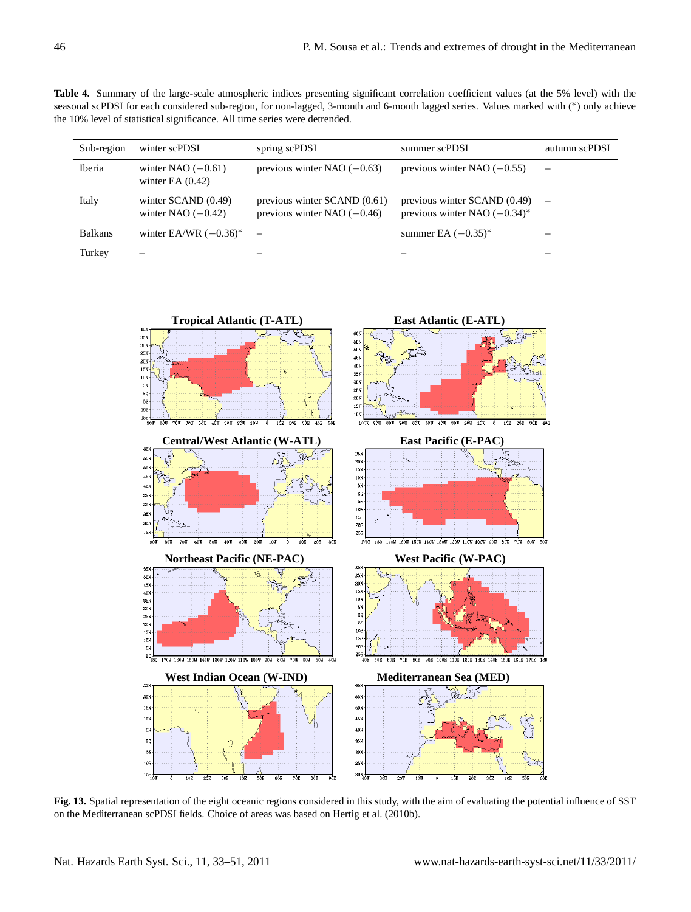**Table 4.** Summary of the large-scale atmospheric indices presenting significant correlation coefficient values (at the 5% level) with the seasonal scPDSI for each considered sub-region, for non-lagged, 3-month and 6-month lagged series. Values marked with (*) only achieve the 10% level of statistical significance. All time series were detrended.

| Sub-region | winter scPDSI | spring scPDSI | summer scPDSI | autumn scPDSI |
|---|---|---|---|---|
| Iberia | winter NAO (−0.61)<br>winter EA (0.42) | previous winter NAO (−0.63) | previous winter NAO (−0.55) | – |
| Italy | winter SCAND (0.49)<br>winter NAO (−0.42) | previous winter SCAND (0.61)<br>previous winter NAO (−0.46) | previous winter SCAND (0.49)<br>previous winter NAO (−0.34)* | – |
| Balkans | winter EA/WR (−0.36)* | – | summer EA (−0.35)* | – |
| Turkey | – | – | – | – |

**Fig. 13.** Spatial representation of the eight oceanic regions considered in this study, with the aim of evaluating the potential influence of SST on the Mediterranean scPDSI fields. Choice of areas was based on Hertig et al. (2010b).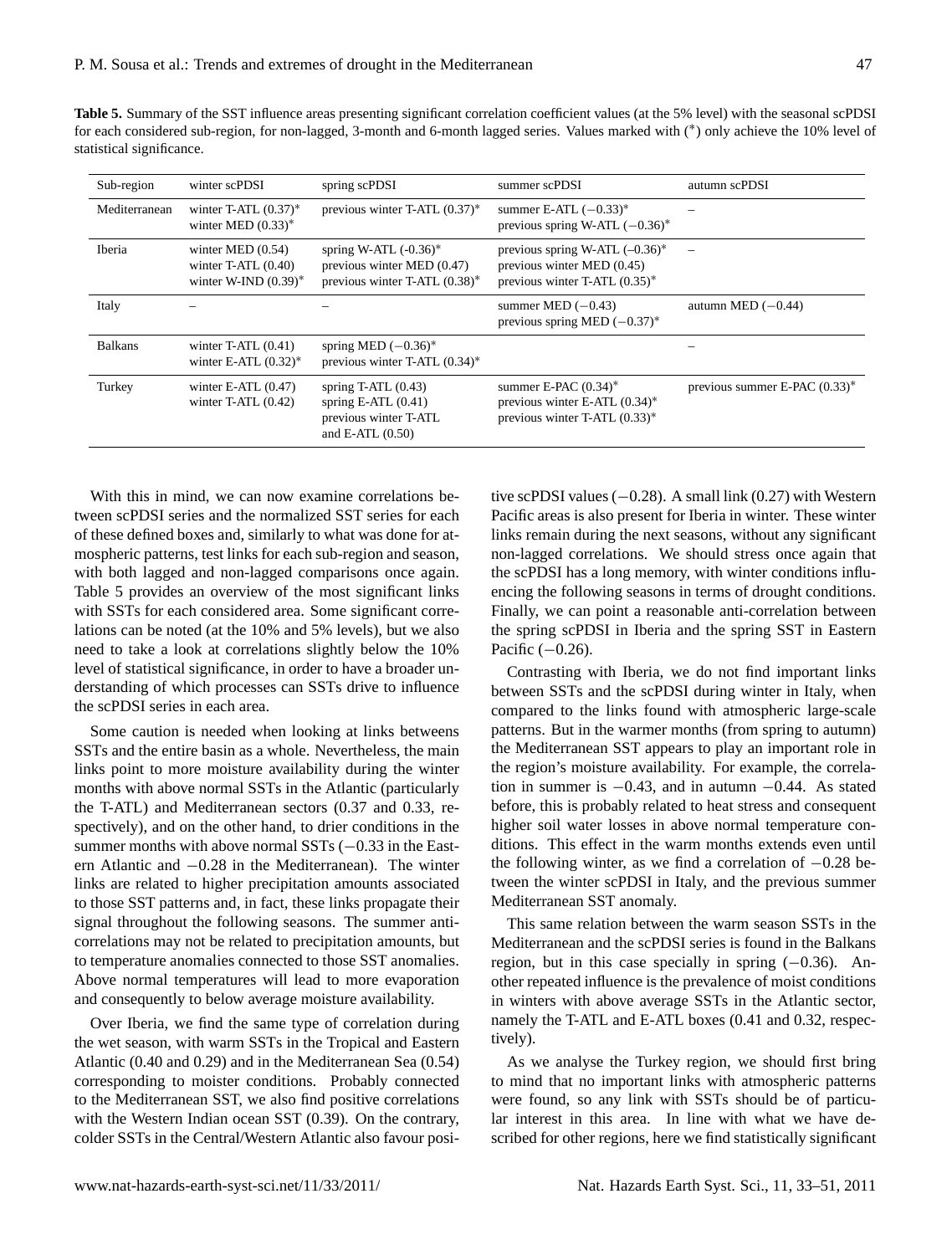**Table 5.** Summary of the SST influence areas presenting significant correlation coefficient values (at the 5% level) with the seasonal scPDSI for each considered sub-region, for non-lagged, 3-month and 6-month lagged series. Values marked with (*) only achieve the 10% level of statistical significance.

| Sub-region | winter scPDSI | spring scPDSI | summer scPDSI | autumn scPDSI |
|---|---|---|---|---|
| Mediterranean | winter T-ATL (0.37)*<br>winter MED (0.33)* | previous winter T-ATL (0.37)* | summer E-ATL (−0.33)*<br>previous spring W-ATL (−0.36)* | – |
| Iberia | winter MED (0.54)<br>winter T-ATL (0.40)<br>winter W-IND (0.39)* | spring W-ATL (-0.36)*<br>previous winter MED (0.47)<br>previous winter T-ATL (0.38)* | previous spring W-ATL (–0.36)*<br>previous winter MED (0.45)<br>previous winter T-ATL (0.35)* | – |
| Italy | – | – | summer MED (−0.43)<br>previous spring MED (−0.37)* | autumn MED (−0.44) |
| Balkans | winter T-ATL (0.41)<br>winter E-ATL (0.32)* | spring MED (−0.36)*<br>previous winter T-ATL (0.34)* | | – |
| Turkey | winter E-ATL (0.47)<br>winter T-ATL (0.42) | spring T-ATL (0.43)<br>spring E-ATL (0.41)<br>previous winter T-ATL and E-ATL (0.50) | summer E-PAC (0.34)*<br>previous winter E-ATL (0.34)*<br>previous winter T-ATL (0.33)* | previous summer E-PAC (0.33)* |

With this in mind, we can now examine correlations between scPDSI series and the normalized SST series for each of these defined boxes and, similarly to what was done for atmospheric patterns, test links for each sub-region and season, with both lagged and non-lagged comparisons once again. Table 5 provides an overview of the most significant links with SSTs for each considered area. Some significant correlations can be noted (at the 10% and 5% levels), but we also need to take a look at correlations slightly below the 10% level of statistical significance, in order to have a broader understanding of which processes can SSTs drive to influence the scPDSI series in each area.

Some caution is needed when looking at links betweens SSTs and the entire basin as a whole. Nevertheless, the main links point to more moisture availability during the winter months with above normal SSTs in the Atlantic (particularly the T-ATL) and Mediterranean sectors (0.37 and 0.33, respectively), and on the other hand, to drier conditions in the summer months with above normal SSTs (−0.33 in the Eastern Atlantic and −0.28 in the Mediterranean). The winter links are related to higher precipitation amounts associated to those SST patterns and, in fact, these links propagate their signal throughout the following seasons. The summer anti-correlations may not be related to precipitation amounts, but to temperature anomalies connected to those SST anomalies. Above normal temperatures will lead to more evaporation and consequently to below average moisture availability.

Over Iberia, we find the same type of correlation during the wet season, with warm SSTs in the Tropical and Eastern Atlantic (0.40 and 0.29) and in the Mediterranean Sea (0.54) corresponding to moister conditions. Probably connected to the Mediterranean SST, we also find positive correlations with the Western Indian ocean SST (0.39). On the contrary, colder SSTs in the Central/Western Atlantic also favour positive scPDSI values (−0.28). A small link (0.27) with Western Pacific areas is also present for Iberia in winter. These winter links remain during the next seasons, without any significant non-lagged correlations. We should stress once again that the scPDSI has a long memory, with winter conditions influencing the following seasons in terms of drought conditions. Finally, we can point a reasonable anti-correlation between the spring scPDSI in Iberia and the spring SST in Eastern Pacific (−0.26).

Contrasting with Iberia, we do not find important links between SSTs and the scPDSI during winter in Italy, when compared to the links found with atmospheric large-scale patterns. But in the warmer months (from spring to autumn) the Mediterranean SST appears to play an important role in the region's moisture availability. For example, the correlation in summer is −0.43, and in autumn −0.44. As stated before, this is probably related to heat stress and consequent higher soil water losses in above normal temperature conditions. This effect in the warm months extends even until the following winter, as we find a correlation of −0.28 between the winter scPDSI in Italy, and the previous summer Mediterranean SST anomaly.

This same relation between the warm season SSTs in the Mediterranean and the scPDSI series is found in the Balkans region, but in this case specially in spring (−0.36). Another repeated influence is the prevalence of moist conditions in winters with above average SSTs in the Atlantic sector, namely the T-ATL and E-ATL boxes (0.41 and 0.32, respectively).

As we analyse the Turkey region, we should first bring to mind that no important links with atmospheric patterns were found, so any link with SSTs should be of particular interest in this area. In line with what we have described for other regions, here we find statistically significant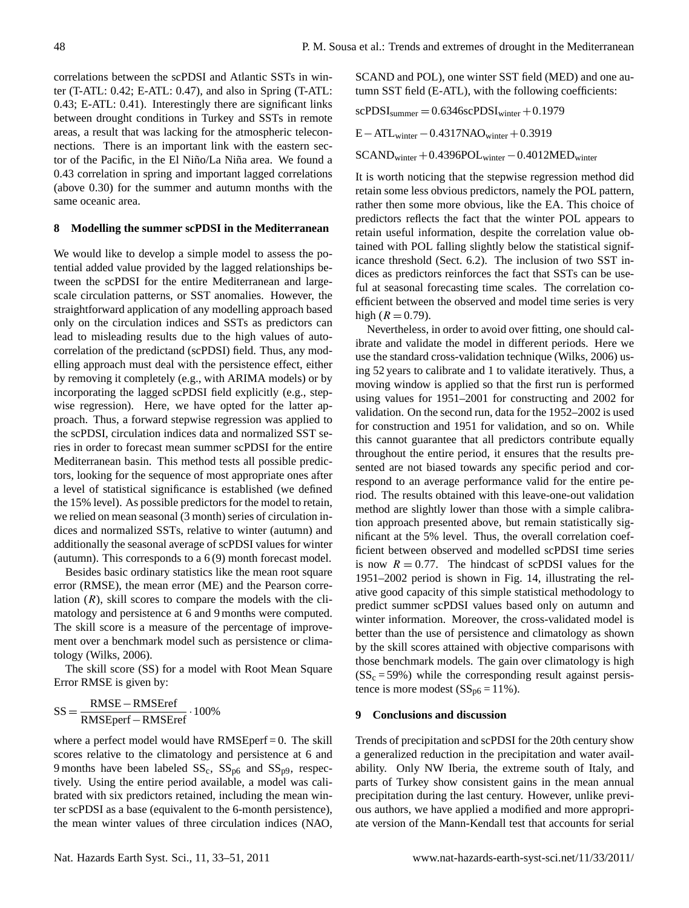correlations between the scPDSI and Atlantic SSTs in winter (T-ATL: 0.42; E-ATL: 0.47), and also in Spring (T-ATL: 0.43; E-ATL: 0.41). Interestingly there are significant links between drought conditions in Turkey and SSTs in remote areas, a result that was lacking for the atmospheric teleconnections. There is an important link with the eastern sector of the Pacific, in the El Niño/La Niña area. We found a 0.43 correlation in spring and important lagged correlations (above 0.30) for the summer and autumn months with the same oceanic area.

## 8 Modelling the summer scPDSI in the Mediterranean

We would like to develop a simple model to assess the potential added value provided by the lagged relationships between the scPDSI for the entire Mediterranean and large-scale circulation patterns, or SST anomalies. However, the straightforward application of any modelling approach based only on the circulation indices and SSTs as predictors can lead to misleading results due to the high values of autocorrelation of the predictand (scPDSI) field. Thus, any modelling approach must deal with the persistence effect, either by removing it completely (e.g., with ARIMA models) or by incorporating the lagged scPDSI field explicitly (e.g., stepwise regression). Here, we have opted for the latter approach. Thus, a forward stepwise regression was applied to the scPDSI, circulation indices data and normalized SST series in order to forecast mean summer scPDSI for the entire Mediterranean basin. This method tests all possible predictors, looking for the sequence of most appropriate ones after a level of statistical significance is established (we defined the 15% level). As possible predictors for the model to retain, we relied on mean seasonal (3 month) series of circulation indices and normalized SSTs, relative to winter (autumn) and additionally the seasonal average of scPDSI values for winter (autumn). This corresponds to a 6 (9) month forecast model.

Besides basic ordinary statistics like the mean root square error (RMSE), the mean error (ME) and the Pearson correlation ($R$), skill scores to compare the models with the climatology and persistence at 6 and 9 months were computed. The skill score is a measure of the percentage of improvement over a benchmark model such as persistence or climatology (Wilks, 2006).

The skill score (SS) for a model with Root Mean Square Error RMSE is given by:

$$\mathrm{SS} = \frac{\mathrm{RMSE} - \mathrm{RMSEref}}{\mathrm{RMSEperf} - \mathrm{RMSEref}} \cdot 100\%$$

where a perfect model would have RMSEperf = 0. The skill scores relative to the climatology and persistence at 6 and 9 months have been labeled $\mathrm{SS_c}$, $\mathrm{SS_{p6}}$ and $\mathrm{SS_{p9}}$, respectively. Using the entire period available, a model was calibrated with six predictors retained, including the mean winter scPDSI as a base (equivalent to the 6-month persistence), the mean winter values of three circulation indices (NAO, SCAND and POL), one winter SST field (MED) and one autumn SST field (E-ATL), with the following coefficients:

$$\mathrm{scPDSI_{summer}} = 0.6346\mathrm{scPDSI_{winter}} + 0.1979$$

$$\mathrm{E-ATL_{winter}} - 0.4317\mathrm{NAO_{winter}} + 0.3919$$

$$\mathrm{SCAND_{winter}} + 0.4396\mathrm{POL_{winter}} - 0.4012\mathrm{MED_{winter}}$$

It is worth noticing that the stepwise regression method did retain some less obvious predictors, namely the POL pattern, rather then some more obvious, like the EA. This choice of predictors reflects the fact that the winter POL appears to retain useful information, despite the correlation value obtained with POL falling slightly below the statistical significance threshold (Sect. 6.2). The inclusion of two SST indices as predictors reinforces the fact that SSTs can be useful at seasonal forecasting time scales. The correlation coefficient between the observed and model time series is very high ($R = 0.79$).

Nevertheless, in order to avoid over fitting, one should calibrate and validate the model in different periods. Here we use the standard cross-validation technique (Wilks, 2006) using 52 years to calibrate and 1 to validate iteratively. Thus, a moving window is applied so that the first run is performed using values for 1951–2001 for constructing and 2002 for validation. On the second run, data for the 1952–2002 is used for construction and 1951 for validation, and so on. While this cannot guarantee that all predictors contribute equally throughout the entire period, it ensures that the results presented are not biased towards any specific period and correspond to an average performance valid for the entire period. The results obtained with this leave-one-out validation method are slightly lower than those with a simple calibration approach presented above, but remain statistically significant at the 5% level. Thus, the overall correlation coefficient between observed and modelled scPDSI time series is now $R = 0.77$. The hindcast of scPDSI values for the 1951–2002 period is shown in Fig. 14, illustrating the relative good capacity of this simple statistical methodology to predict summer scPDSI values based only on autumn and winter information. Moreover, the cross-validated model is better than the use of persistence and climatology as shown by the skill scores attained with objective comparisons with those benchmark models. The gain over climatology is high ($\mathrm{SS_c} = 59\%$) while the corresponding result against persistence is more modest ($\mathrm{SS_{p6}} = 11\%$).

## 9 Conclusions and discussion

Trends of precipitation and scPDSI for the 20th century show a generalized reduction in the precipitation and water availability. Only NW Iberia, the extreme south of Italy, and parts of Turkey show consistent gains in the mean annual precipitation during the last century. However, unlike previous authors, we have applied a modified and more appropriate version of the Mann-Kendall test that accounts for serial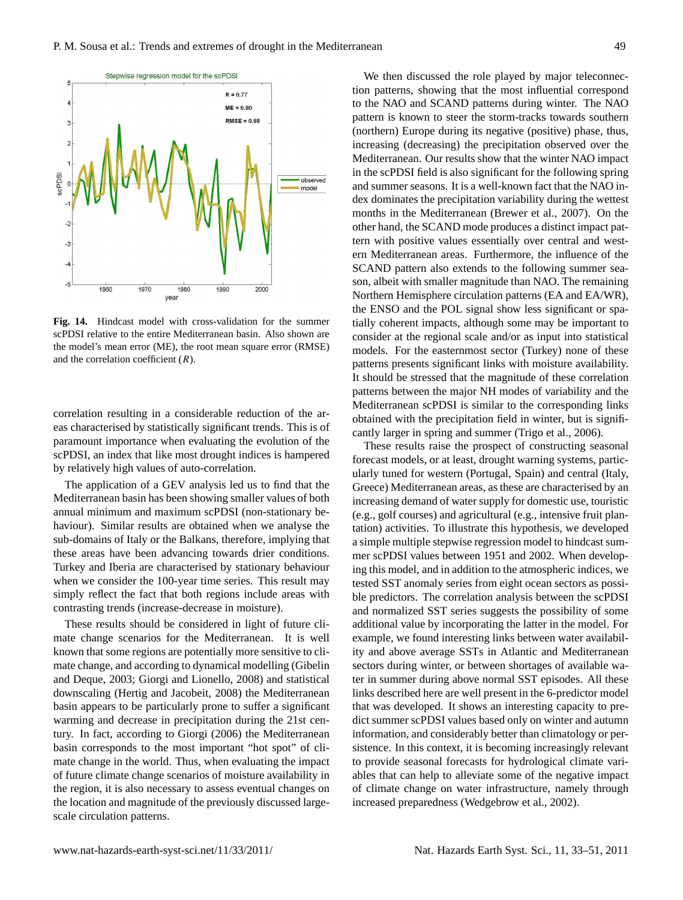**Fig. 14.** Hindcast model with cross-validation for the summer scPDSI relative to the entire Mediterranean basin. Also shown are the model's mean error (ME), the root mean square error (RMSE) and the correlation coefficient ($R$).

correlation resulting in a considerable reduction of the areas characterised by statistically significant trends. This is of paramount importance when evaluating the evolution of the scPDSI, an index that like most drought indices is hampered by relatively high values of auto-correlation.

The application of a GEV analysis led us to find that the Mediterranean basin has been showing smaller values of both annual minimum and maximum scPDSI (non-stationary behaviour). Similar results are obtained when we analyse the sub-domains of Italy or the Balkans, therefore, implying that these areas have been advancing towards drier conditions. Turkey and Iberia are characterised by stationary behaviour when we consider the 100-year time series. This result may simply reflect the fact that both regions include areas with contrasting trends (increase-decrease in moisture).

These results should be considered in light of future climate change scenarios for the Mediterranean. It is well known that some regions are potentially more sensitive to climate change, and according to dynamical modelling (Gibelin and Deque, 2003; Giorgi and Lionello, 2008) and statistical downscaling (Hertig and Jacobeit, 2008) the Mediterranean basin appears to be particularly prone to suffer a significant warming and decrease in precipitation during the 21st century. In fact, according to Giorgi (2006) the Mediterranean basin corresponds to the most important "hot spot" of climate change in the world. Thus, when evaluating the impact of future climate change scenarios of moisture availability in the region, it is also necessary to assess eventual changes on the location and magnitude of the previously discussed large-scale circulation patterns.

We then discussed the role played by major teleconnection patterns, showing that the most influential correspond to the NAO and SCAND patterns during winter. The NAO pattern is known to steer the storm-tracks towards southern (northern) Europe during its negative (positive) phase, thus, increasing (decreasing) the precipitation observed over the Mediterranean. Our results show that the winter NAO impact in the scPDSI field is also significant for the following spring and summer seasons. It is a well-known fact that the NAO index dominates the precipitation variability during the wettest months in the Mediterranean (Brewer et al., 2007). On the other hand, the SCAND mode produces a distinct impact pattern with positive values essentially over central and western Mediterranean areas. Furthermore, the influence of the SCAND pattern also extends to the following summer season, albeit with smaller magnitude than NAO. The remaining Northern Hemisphere circulation patterns (EA and EA/WR), the ENSO and the POL signal show less significant or spatially coherent impacts, although some may be important to consider at the regional scale and/or as input into statistical models. For the easternmost sector (Turkey) none of these patterns presents significant links with moisture availability. It should be stressed that the magnitude of these correlation patterns between the major NH modes of variability and the Mediterranean scPDSI is similar to the corresponding links obtained with the precipitation field in winter, but is significantly larger in spring and summer (Trigo et al., 2006).

These results raise the prospect of constructing seasonal forecast models, or at least, drought warning systems, particularly tuned for western (Portugal, Spain) and central (Italy, Greece) Mediterranean areas, as these are characterised by an increasing demand of water supply for domestic use, touristic (e.g., golf courses) and agricultural (e.g., intensive fruit plantation) activities. To illustrate this hypothesis, we developed a simple multiple stepwise regression model to hindcast summer scPDSI values between 1951 and 2002. When developing this model, and in addition to the atmospheric indices, we tested SST anomaly series from eight ocean sectors as possible predictors. The correlation analysis between the scPDSI and normalized SST series suggests the possibility of some additional value by incorporating the latter in the model. For example, we found interesting links between water availability and above average SSTs in Atlantic and Mediterranean sectors during winter, or between shortages of available water in summer during above normal SST episodes. All these links described here are well present in the 6-predictor model that was developed. It shows an interesting capacity to predict summer scPDSI values based only on winter and autumn information, and considerably better than climatology or persistence. In this context, it is becoming increasingly relevant to provide seasonal forecasts for hydrological climate variables that can help to alleviate some of the negative impact of climate change on water infrastructure, namely through increased preparedness (Wedgebrow et al., 2002).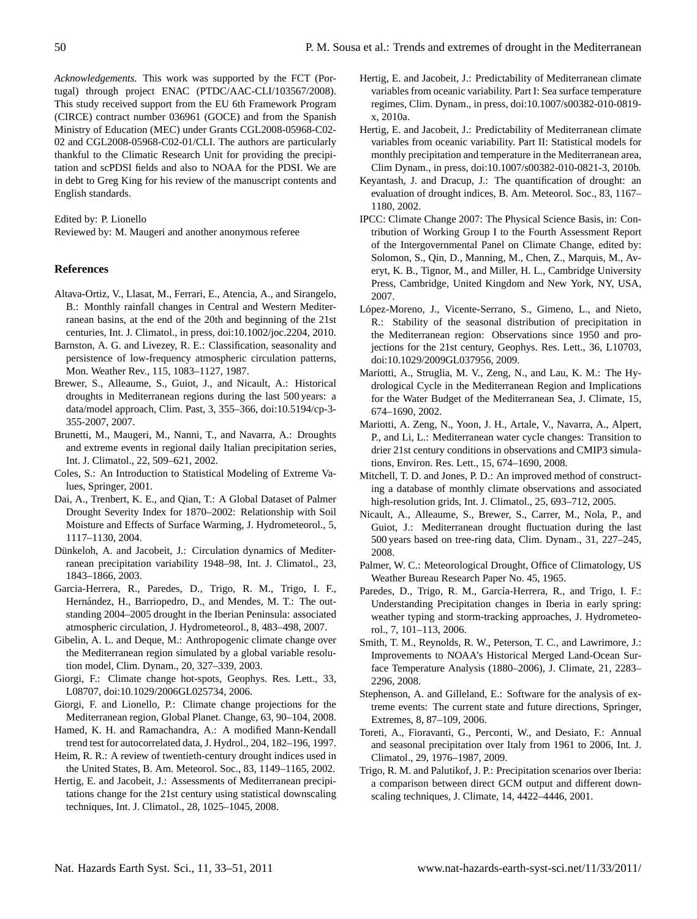*Acknowledgements.* This work was supported by the FCT (Portugal) through project ENAC (PTDC/AAC-CLI/103567/2008). This study received support from the EU 6th Framework Program (CIRCE) contract number 036961 (GOCE) and from the Spanish Ministry of Education (MEC) under Grants CGL2008-05968-C02-02 and CGL2008-05968-C02-01/CLI. The authors are particularly thankful to the Climatic Research Unit for providing the precipitation and scPDSI fields and also to NOAA for the PDSI. We are in debt to Greg King for his review of the manuscript contents and English standards.

Edited by: P. Lionello
Reviewed by: M. Maugeri and another anonymous referee

## References

Altava-Ortiz, V., Llasat, M., Ferrari, E., Atencia, A., and Sirangelo, B.: Monthly rainfall changes in Central and Western Mediterranean basins, at the end of the 20th and beginning of the 21st centuries, Int. J. Climatol., in press, doi:10.1002/joc.2204, 2010.

Barnston, A. G. and Livezey, R. E.: Classification, seasonality and persistence of low-frequency atmospheric circulation patterns, Mon. Weather Rev., 115, 1083–1127, 1987.

Brewer, S., Alleaume, S., Guiot, J., and Nicault, A.: Historical droughts in Mediterranean regions during the last 500 years: a data/model approach, Clim. Past, 3, 355–366, doi:10.5194/cp-3-355-2007, 2007.

Brunetti, M., Maugeri, M., Nanni, T., and Navarra, A.: Droughts and extreme events in regional daily Italian precipitation series, Int. J. Climatol., 22, 509–621, 2002.

Coles, S.: An Introduction to Statistical Modeling of Extreme Values, Springer, 2001.

Dai, A., Trenbert, K. E., and Qian, T.: A Global Dataset of Palmer Drought Severity Index for 1870–2002: Relationship with Soil Moisture and Effects of Surface Warming, J. Hydrometeorol., 5, 1117–1130, 2004.

Dünkeloh, A. and Jacobeit, J.: Circulation dynamics of Mediterranean precipitation variability 1948–98, Int. J. Climatol., 23, 1843–1866, 2003.

Garcia-Herrera, R., Paredes, D., Trigo, R. M., Trigo, I. F., Hernández, H., Barriopedro, D., and Mendes, M. T.: The outstanding 2004–2005 drought in the Iberian Peninsula: associated atmospheric circulation, J. Hydrometeorol., 8, 483–498, 2007.

Gibelin, A. L. and Deque, M.: Anthropogenic climate change over the Mediterranean region simulated by a global variable resolution model, Clim. Dynam., 20, 327–339, 2003.

Giorgi, F.: Climate change hot-spots, Geophys. Res. Lett., 33, L08707, doi:10.1029/2006GL025734, 2006.

Giorgi, F. and Lionello, P.: Climate change projections for the Mediterranean region, Global Planet. Change, 63, 90–104, 2008.

Hamed, K. H. and Ramachandra, A.: A modified Mann-Kendall trend test for autocorrelated data, J. Hydrol., 204, 182–196, 1997.

Heim, R. R.: A review of twentieth-century drought indices used in the United States, B. Am. Meteorol. Soc., 83, 1149–1165, 2002.

Hertig, E. and Jacobeit, J.: Assessments of Mediterranean precipitations change for the 21st century using statistical downscaling techniques, Int. J. Climatol., 28, 1025–1045, 2008.

Hertig, E. and Jacobeit, J.: Predictability of Mediterranean climate variables from oceanic variability. Part I: Sea surface temperature regimes, Clim. Dynam., in press, doi:10.1007/s00382-010-0819-x, 2010a.

Hertig, E. and Jacobeit, J.: Predictability of Mediterranean climate variables from oceanic variability. Part II: Statistical models for monthly precipitation and temperature in the Mediterranean area, Clim Dynam., in press, doi:10.1007/s00382-010-0821-3, 2010b.

Keyantash, J. and Dracup, J.: The quantification of drought: an evaluation of drought indices, B. Am. Meteorol. Soc., 83, 1167–1180, 2002.

IPCC: Climate Change 2007: The Physical Science Basis, in: Contribution of Working Group I to the Fourth Assessment Report of the Intergovernmental Panel on Climate Change, edited by: Solomon, S., Qin, D., Manning, M., Chen, Z., Marquis, M., Averyt, K. B., Tignor, M., and Miller, H. L., Cambridge University Press, Cambridge, United Kingdom and New York, NY, USA, 2007.

López-Moreno, J., Vicente-Serrano, S., Gimeno, L., and Nieto, R.: Stability of the seasonal distribution of precipitation in the Mediterranean region: Observations since 1950 and projections for the 21st century, Geophys. Res. Lett., 36, L10703, doi:10.1029/2009GL037956, 2009.

Mariotti, A., Struglia, M. V., Zeng, N., and Lau, K. M.: The Hydrological Cycle in the Mediterranean Region and Implications for the Water Budget of the Mediterranean Sea, J. Climate, 15, 674–1690, 2002.

Mariotti, A. Zeng, N., Yoon, J. H., Artale, V., Navarra, A., Alpert, P., and Li, L.: Mediterranean water cycle changes: Transition to drier 21st century conditions in observations and CMIP3 simulations, Environ. Res. Lett., 15, 674–1690, 2008.

Mitchell, T. D. and Jones, P. D.: An improved method of constructing a database of monthly climate observations and associated high-resolution grids, Int. J. Climatol., 25, 693–712, 2005.

Nicault, A., Alleaume, S., Brewer, S., Carrer, M., Nola, P., and Guiot, J.: Mediterranean drought fluctuation during the last 500 years based on tree-ring data, Clim. Dynam., 31, 227–245, 2008.

Palmer, W. C.: Meteorological Drought, Office of Climatology, US Weather Bureau Research Paper No. 45, 1965.

Paredes, D., Trigo, R. M., García-Herrera, R., and Trigo, I. F.: Understanding Precipitation changes in Iberia in early spring: weather typing and storm-tracking approaches, J. Hydrometeorol., 7, 101–113, 2006.

Smith, T. M., Reynolds, R. W., Peterson, T. C., and Lawrimore, J.: Improvements to NOAA's Historical Merged Land-Ocean Surface Temperature Analysis (1880–2006), J. Climate, 21, 2283–2296, 2008.

Stephenson, A. and Gilleland, E.: Software for the analysis of extreme events: The current state and future directions, Springer, Extremes, 8, 87–109, 2006.

Toreti, A., Fioravanti, G., Perconti, W., and Desiato, F.: Annual and seasonal precipitation over Italy from 1961 to 2006, Int. J. Climatol., 29, 1976–1987, 2009.

Trigo, R. M. and Palutikof, J. P.: Precipitation scenarios over Iberia: a comparison between direct GCM output and different downscaling techniques, J. Climate, 14, 4422–4446, 2001.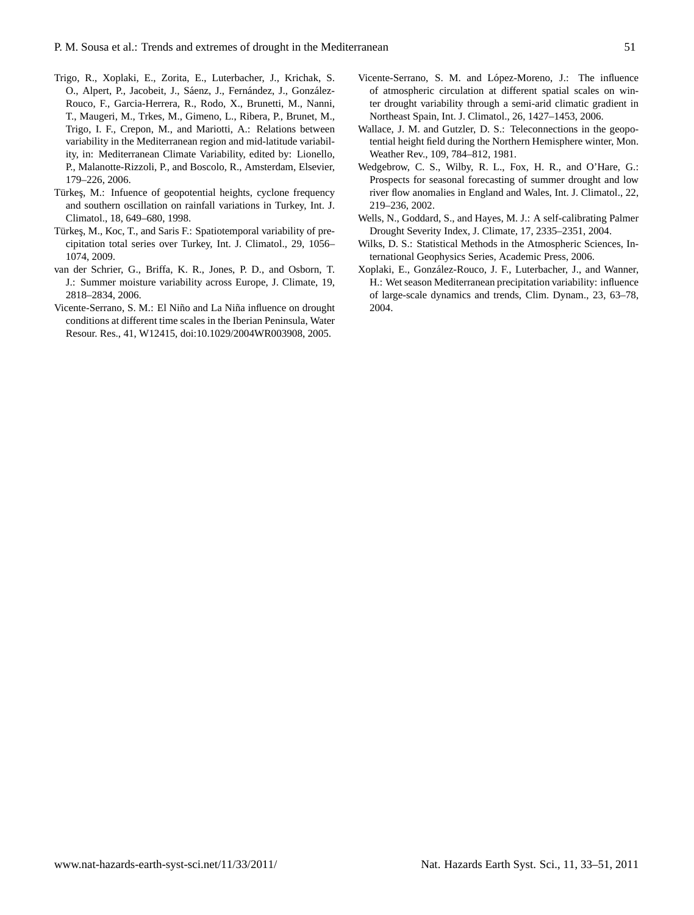Trigo, R., Xoplaki, E., Zorita, E., Luterbacher, J., Krichak, S. O., Alpert, P., Jacobeit, J., Sáenz, J., Fernández, J., González-Rouco, F., Garcia-Herrera, R., Rodo, X., Brunetti, M., Nanni, T., Maugeri, M., Trkes, M., Gimeno, L., Ribera, P., Brunet, M., Trigo, I. F., Crepon, M., and Mariotti, A.: Relations between variability in the Mediterranean region and mid-latitude variability, in: Mediterranean Climate Variability, edited by: Lionello, P., Malanotte-Rizzoli, P., and Boscolo, R., Amsterdam, Elsevier, 179–226, 2006.

Türkeş, M.: Infuence of geopotential heights, cyclone frequency and southern oscillation on rainfall variations in Turkey, Int. J. Climatol., 18, 649–680, 1998.

Türkeş, M., Koc, T., and Saris F.: Spatiotemporal variability of precipitation total series over Turkey, Int. J. Climatol., 29, 1056–1074, 2009.

van der Schrier, G., Briffa, K. R., Jones, P. D., and Osborn, T. J.: Summer moisture variability across Europe, J. Climate, 19, 2818–2834, 2006.

Vicente-Serrano, S. M.: El Niño and La Niña influence on drought conditions at different time scales in the Iberian Peninsula, Water Resour. Res., 41, W12415, doi:10.1029/2004WR003908, 2005.

Vicente-Serrano, S. M. and López-Moreno, J.: The influence of atmospheric circulation at different spatial scales on winter drought variability through a semi-arid climatic gradient in Northeast Spain, Int. J. Climatol., 26, 1427–1453, 2006.

Wallace, J. M. and Gutzler, D. S.: Teleconnections in the geopotential height field during the Northern Hemisphere winter, Mon. Weather Rev., 109, 784–812, 1981.

Wedgebrow, C. S., Wilby, R. L., Fox, H. R., and O'Hare, G.: Prospects for seasonal forecasting of summer drought and low river flow anomalies in England and Wales, Int. J. Climatol., 22, 219–236, 2002.

Wells, N., Goddard, S., and Hayes, M. J.: A self-calibrating Palmer Drought Severity Index, J. Climate, 17, 2335–2351, 2004.

Wilks, D. S.: Statistical Methods in the Atmospheric Sciences, International Geophysics Series, Academic Press, 2006.

Xoplaki, E., González-Rouco, J. F., Luterbacher, J., and Wanner, H.: Wet season Mediterranean precipitation variability: influence of large-scale dynamics and trends, Clim. Dynam., 23, 63–78, 2004.